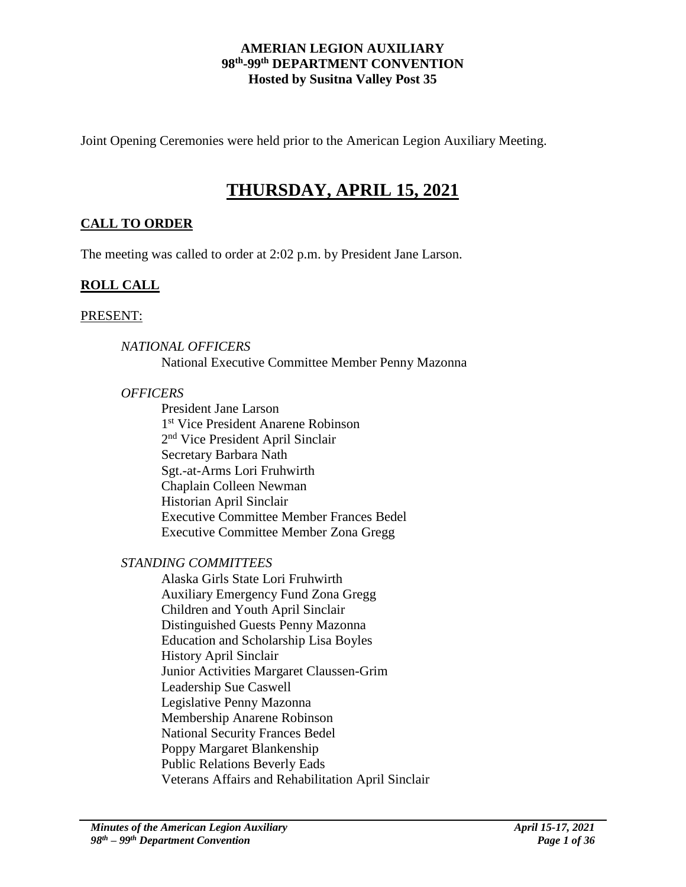**AMERIAN LEGION AUXILIARY**
**98th-99th DEPARTMENT CONVENTION**
**Hosted by Susitna Valley Post 35**

Joint Opening Ceremonies were held prior to the American Legion Auxiliary Meeting.

# THURSDAY, APRIL 15, 2021

## CALL TO ORDER

The meeting was called to order at 2:02 p.m. by President Jane Larson.

## ROLL CALL

PRESENT:

*NATIONAL OFFICERS*

National Executive Committee Member Penny Mazonna

*OFFICERS*

President Jane Larson
1st Vice President Anarene Robinson
2nd Vice President April Sinclair
Secretary Barbara Nath
Sgt.-at-Arms Lori Fruhwirth
Chaplain Colleen Newman
Historian April Sinclair
Executive Committee Member Frances Bedel
Executive Committee Member Zona Gregg

*STANDING COMMITTEES*

Alaska Girls State Lori Fruhwirth
Auxiliary Emergency Fund Zona Gregg
Children and Youth April Sinclair
Distinguished Guests Penny Mazonna
Education and Scholarship Lisa Boyles
History April Sinclair
Junior Activities Margaret Claussen-Grim
Leadership Sue Caswell
Legislative Penny Mazonna
Membership Anarene Robinson
National Security Frances Bedel
Poppy Margaret Blankenship
Public Relations Beverly Eads
Veterans Affairs and Rehabilitation April Sinclair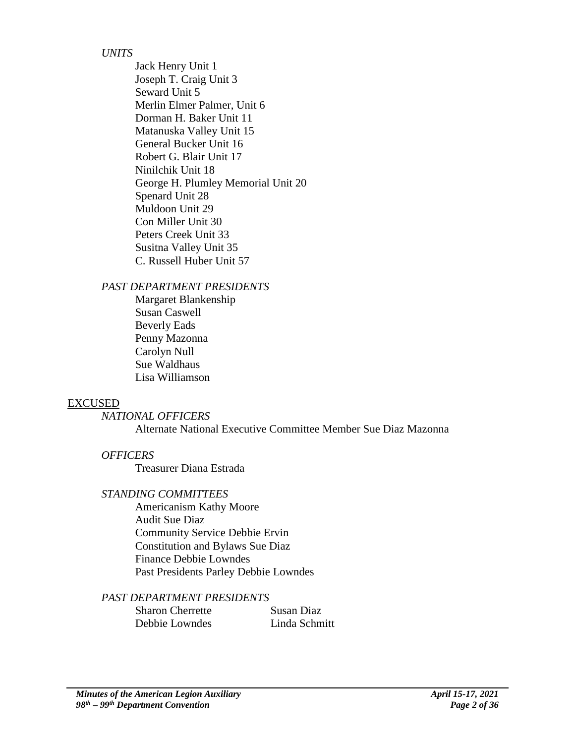*UNITS*

Jack Henry Unit 1
Joseph T. Craig Unit 3
Seward Unit 5
Merlin Elmer Palmer, Unit 6
Dorman H. Baker Unit 11
Matanuska Valley Unit 15
General Bucker Unit 16
Robert G. Blair Unit 17
Ninilchik Unit 18
George H. Plumley Memorial Unit 20
Spenard Unit 28
Muldoon Unit 29
Con Miller Unit 30
Peters Creek Unit 33
Susitna Valley Unit 35
C. Russell Huber Unit 57

*PAST DEPARTMENT PRESIDENTS*

Margaret Blankenship
Susan Caswell
Beverly Eads
Penny Mazonna
Carolyn Null
Sue Waldhaus
Lisa Williamson

EXCUSED

*NATIONAL OFFICERS*

Alternate National Executive Committee Member Sue Diaz Mazonna

*OFFICERS*

Treasurer Diana Estrada

*STANDING COMMITTEES*

Americanism Kathy Moore
Audit Sue Diaz
Community Service Debbie Ervin
Constitution and Bylaws Sue Diaz
Finance Debbie Lowndes
Past Presidents Parley Debbie Lowndes

*PAST DEPARTMENT PRESIDENTS*

Sharon Cherrette
Susan Diaz
Debbie Lowndes
Linda Schmitt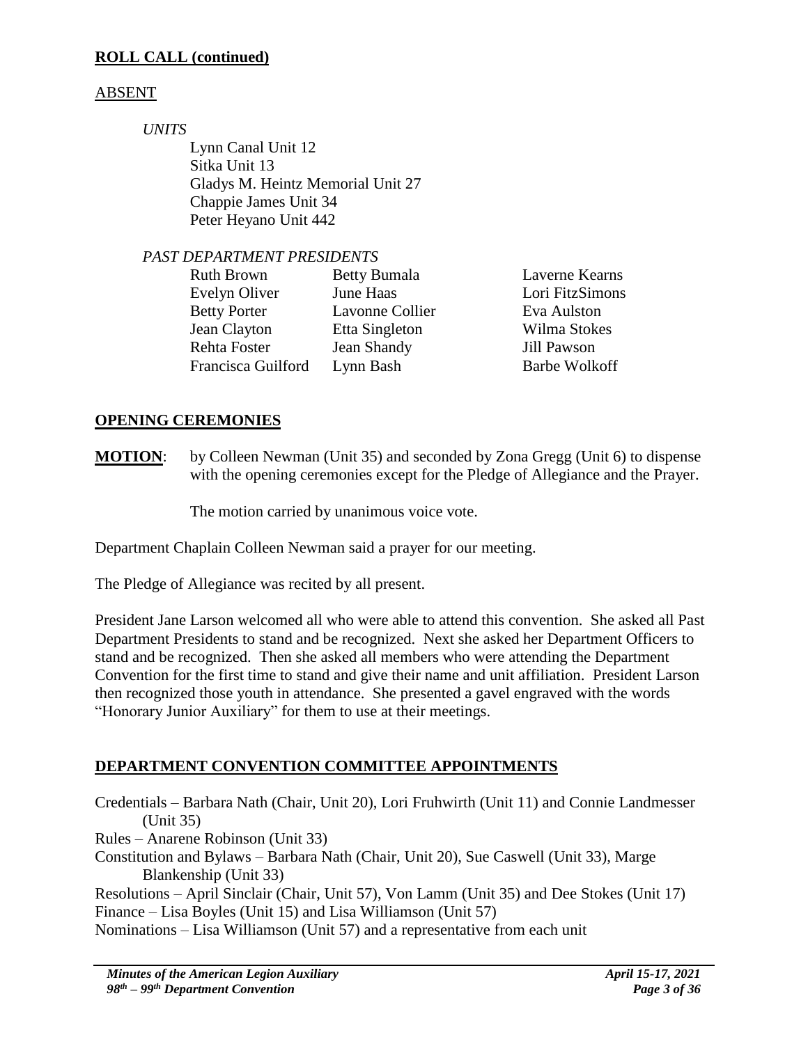## ROLL CALL (continued)

ABSENT

*UNITS*

Lynn Canal Unit 12
Sitka Unit 13
Gladys M. Heintz Memorial Unit 27
Chappie James Unit 34
Peter Heyano Unit 442

*PAST DEPARTMENT PRESIDENTS*

| | | |
|---|---|---|
| Ruth Brown | Betty Bumala | Laverne Kearns |
| Evelyn Oliver | June Haas | Lori FitzSimons |
| Betty Porter | Lavonne Collier | Eva Aulston |
| Jean Clayton | Etta Singleton | Wilma Stokes |
| Rehta Foster | Jean Shandy | Jill Pawson |
| Francisca Guilford | Lynn Bash | Barbe Wolkoff |

## OPENING CEREMONIES

**MOTION**: by Colleen Newman (Unit 35) and seconded by Zona Gregg (Unit 6) to dispense with the opening ceremonies except for the Pledge of Allegiance and the Prayer.

The motion carried by unanimous voice vote.

Department Chaplain Colleen Newman said a prayer for our meeting.

The Pledge of Allegiance was recited by all present.

President Jane Larson welcomed all who were able to attend this convention. She asked all Past Department Presidents to stand and be recognized. Next she asked her Department Officers to stand and be recognized. Then she asked all members who were attending the Department Convention for the first time to stand and give their name and unit affiliation. President Larson then recognized those youth in attendance. She presented a gavel engraved with the words "Honorary Junior Auxiliary" for them to use at their meetings.

## DEPARTMENT CONVENTION COMMITTEE APPOINTMENTS

Credentials – Barbara Nath (Chair, Unit 20), Lori Fruhwirth (Unit 11) and Connie Landmesser (Unit 35)
Rules – Anarene Robinson (Unit 33)
Constitution and Bylaws – Barbara Nath (Chair, Unit 20), Sue Caswell (Unit 33), Marge Blankenship (Unit 33)
Resolutions – April Sinclair (Chair, Unit 57), Von Lamm (Unit 35) and Dee Stokes (Unit 17)
Finance – Lisa Boyles (Unit 15) and Lisa Williamson (Unit 57)
Nominations – Lisa Williamson (Unit 57) and a representative from each unit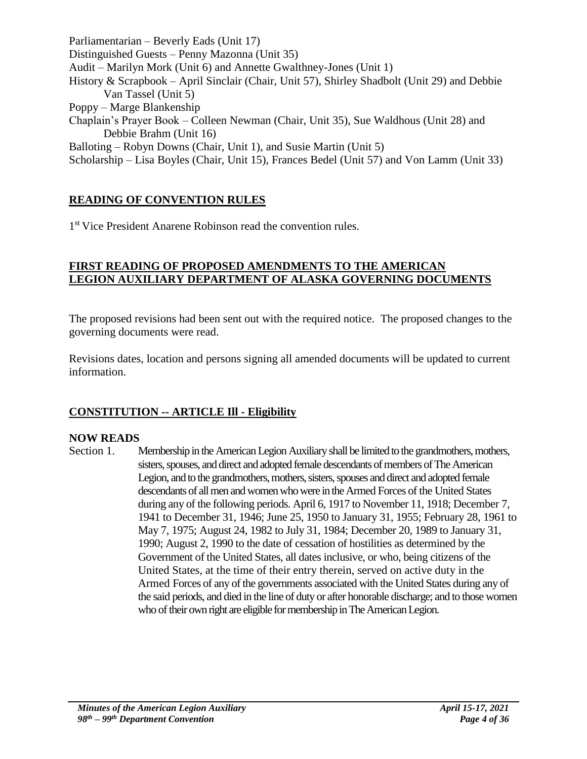Parliamentarian – Beverly Eads (Unit 17)
Distinguished Guests – Penny Mazonna (Unit 35)
Audit – Marilyn Mork (Unit 6) and Annette Gwalthney-Jones (Unit 1)
History & Scrapbook – April Sinclair (Chair, Unit 57), Shirley Shadbolt (Unit 29) and Debbie Van Tassel (Unit 5)
Poppy – Marge Blankenship
Chaplain's Prayer Book – Colleen Newman (Chair, Unit 35), Sue Waldhous (Unit 28) and Debbie Brahm (Unit 16)
Balloting – Robyn Downs (Chair, Unit 1), and Susie Martin (Unit 5)
Scholarship – Lisa Boyles (Chair, Unit 15), Frances Bedel (Unit 57) and Von Lamm (Unit 33)

## READING OF CONVENTION RULES

1st Vice President Anarene Robinson read the convention rules.

## FIRST READING OF PROPOSED AMENDMENTS TO THE AMERICAN LEGION AUXILIARY DEPARTMENT OF ALASKA GOVERNING DOCUMENTS

The proposed revisions had been sent out with the required notice. The proposed changes to the governing documents were read.

Revisions dates, location and persons signing all amended documents will be updated to current information.

## CONSTITUTION -- ARTICLE Ill - Eligibility

**NOW READS**

Section 1. Membership in the American Legion Auxiliary shall be limited to the grandmothers, mothers, sisters, spouses, and direct and adopted female descendants of members of The American Legion, and to the grandmothers, mothers, sisters, spouses and direct and adopted female descendants of all men and women who were in the Armed Forces of the United States during any of the following periods. April 6, 1917 to November 11, 1918; December 7, 1941 to December 31, 1946; June 25, 1950 to January 31, 1955; February 28, 1961 to May 7, 1975; August 24, 1982 to July 31, 1984; December 20, 1989 to January 31, 1990; August 2, 1990 to the date of cessation of hostilities as determined by the Government of the United States, all dates inclusive, or who, being citizens of the United States, at the time of their entry therein, served on active duty in the Armed Forces of any of the governments associated with the United States during any of the said periods, and died in the line of duty or after honorable discharge; and to those women who of their own right are eligible for membership in The American Legion.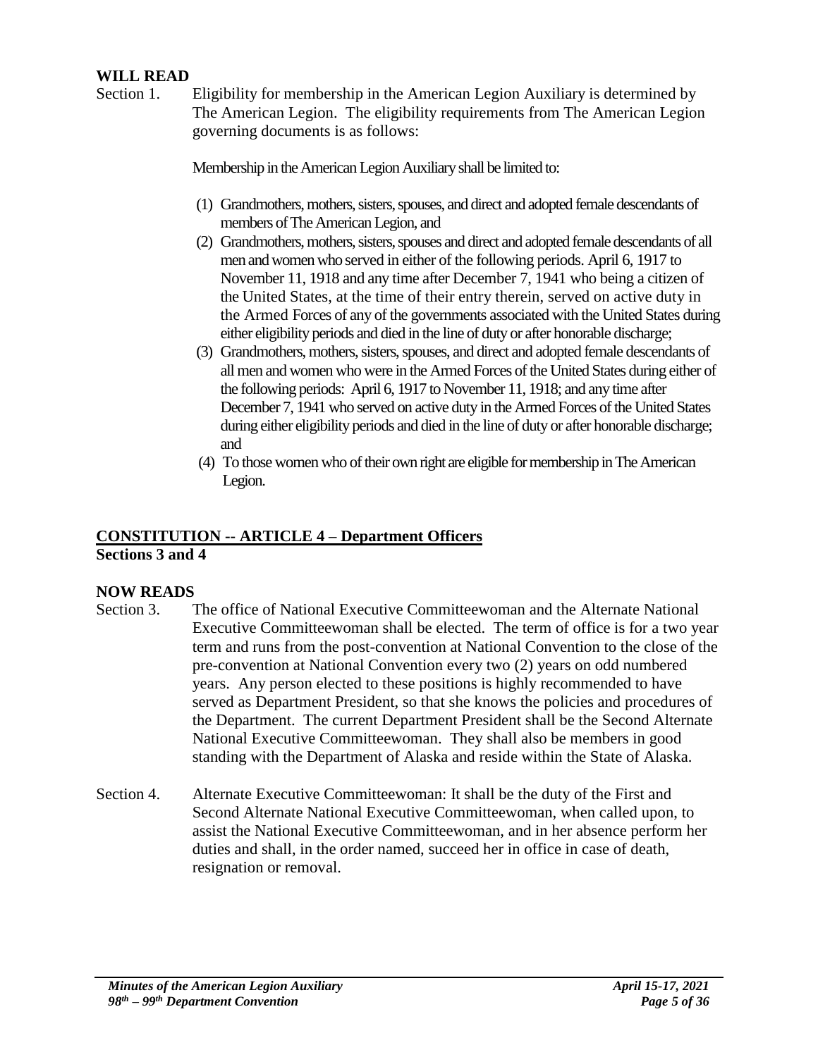**WILL READ**

Section 1. Eligibility for membership in the American Legion Auxiliary is determined by The American Legion. The eligibility requirements from The American Legion governing documents is as follows:

Membership in the American Legion Auxiliary shall be limited to:

(1) Grandmothers, mothers, sisters, spouses, and direct and adopted female descendants of members of The American Legion, and

(2) Grandmothers, mothers, sisters, spouses and direct and adopted female descendants of all men and women who served in either of the following periods. April 6, 1917 to November 11, 1918 and any time after December 7, 1941 who being a citizen of the United States, at the time of their entry therein, served on active duty in the Armed Forces of any of the governments associated with the United States during either eligibility periods and died in the line of duty or after honorable discharge;

(3) Grandmothers, mothers, sisters, spouses, and direct and adopted female descendants of all men and women who were in the Armed Forces of the United States during either of the following periods: April 6, 1917 to November 11, 1918; and any time after December 7, 1941 who served on active duty in the Armed Forces of the United States during either eligibility periods and died in the line of duty or after honorable discharge; and

(4) To those women who of their own right are eligible for membership in The American Legion.

## CONSTITUTION -- ARTICLE 4 – Department Officers

**Sections 3 and 4**

**NOW READS**

Section 3. The office of National Executive Committeewoman and the Alternate National Executive Committeewoman shall be elected. The term of office is for a two year term and runs from the post-convention at National Convention to the close of the pre-convention at National Convention every two (2) years on odd numbered years. Any person elected to these positions is highly recommended to have served as Department President, so that she knows the policies and procedures of the Department. The current Department President shall be the Second Alternate National Executive Committeewoman. They shall also be members in good standing with the Department of Alaska and reside within the State of Alaska.

Section 4. Alternate Executive Committeewoman: It shall be the duty of the First and Second Alternate National Executive Committeewoman, when called upon, to assist the National Executive Committeewoman, and in her absence perform her duties and shall, in the order named, succeed her in office in case of death, resignation or removal.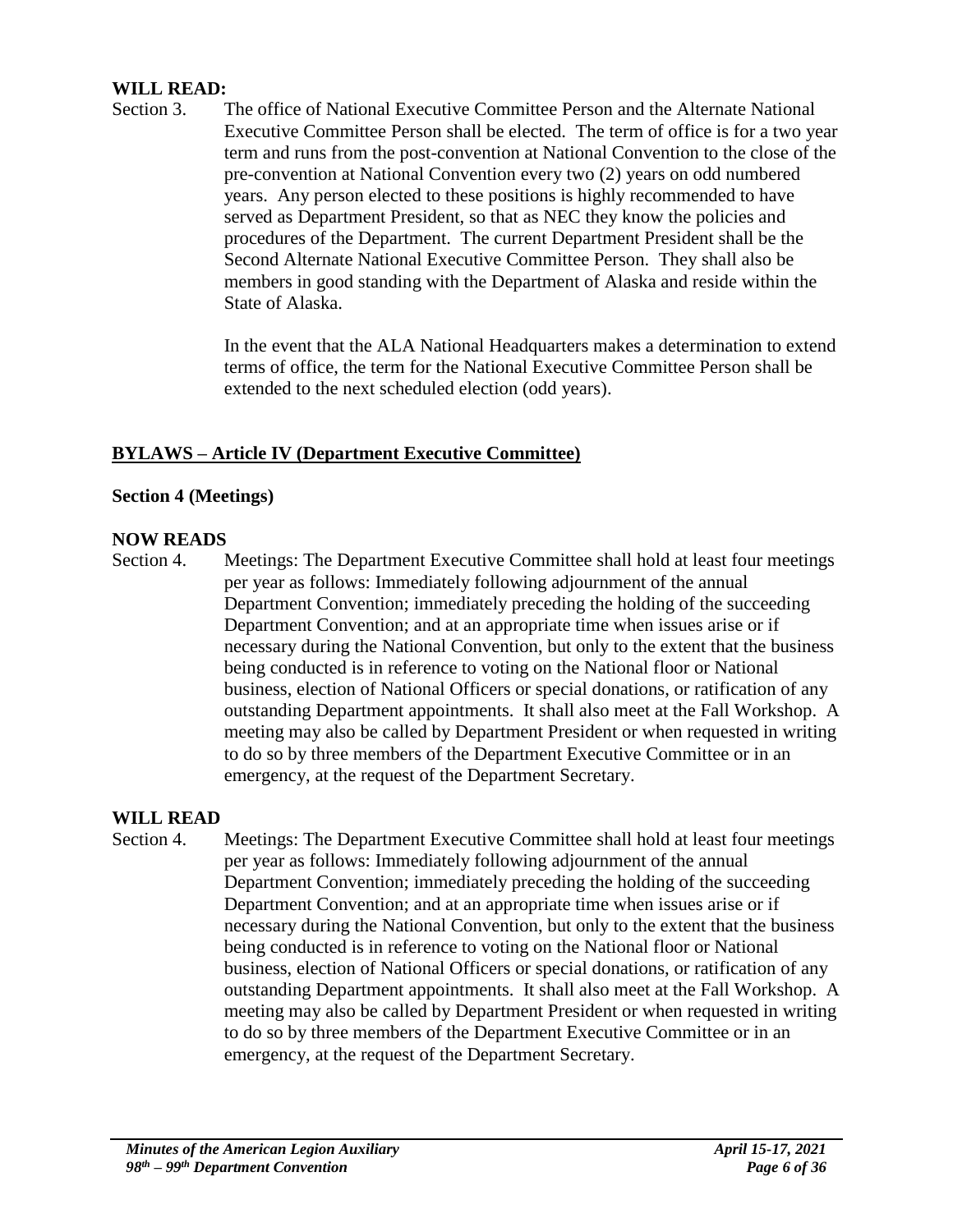**WILL READ:**

Section 3. The office of National Executive Committee Person and the Alternate National Executive Committee Person shall be elected. The term of office is for a two year term and runs from the post-convention at National Convention to the close of the pre-convention at National Convention every two (2) years on odd numbered years. Any person elected to these positions is highly recommended to have served as Department President, so that as NEC they know the policies and procedures of the Department. The current Department President shall be the Second Alternate National Executive Committee Person. They shall also be members in good standing with the Department of Alaska and reside within the State of Alaska.

In the event that the ALA National Headquarters makes a determination to extend terms of office, the term for the National Executive Committee Person shall be extended to the next scheduled election (odd years).

**BYLAWS – Article IV (Department Executive Committee)**

**Section 4 (Meetings)**

**NOW READS**

Section 4. Meetings: The Department Executive Committee shall hold at least four meetings per year as follows: Immediately following adjournment of the annual Department Convention; immediately preceding the holding of the succeeding Department Convention; and at an appropriate time when issues arise or if necessary during the National Convention, but only to the extent that the business being conducted is in reference to voting on the National floor or National business, election of National Officers or special donations, or ratification of any outstanding Department appointments. It shall also meet at the Fall Workshop. A meeting may also be called by Department President or when requested in writing to do so by three members of the Department Executive Committee or in an emergency, at the request of the Department Secretary.

**WILL READ**

Section 4. Meetings: The Department Executive Committee shall hold at least four meetings per year as follows: Immediately following adjournment of the annual Department Convention; immediately preceding the holding of the succeeding Department Convention; and at an appropriate time when issues arise or if necessary during the National Convention, but only to the extent that the business being conducted is in reference to voting on the National floor or National business, election of National Officers or special donations, or ratification of any outstanding Department appointments. It shall also meet at the Fall Workshop. A meeting may also be called by Department President or when requested in writing to do so by three members of the Department Executive Committee or in an emergency, at the request of the Department Secretary.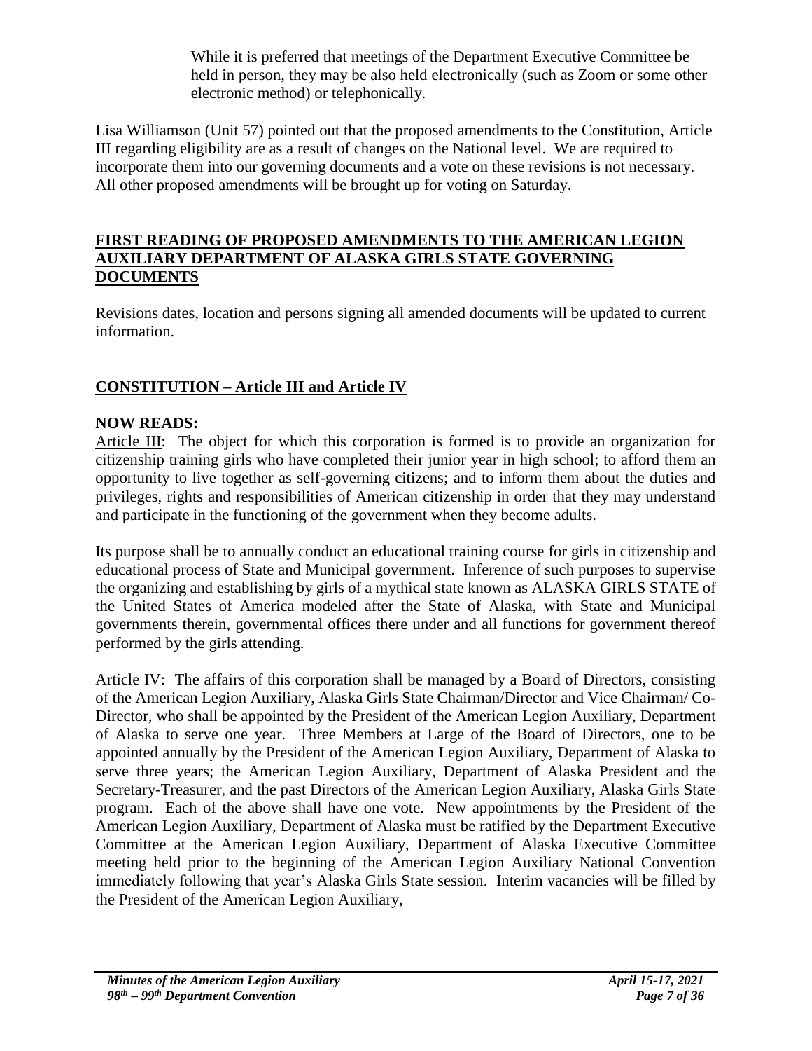While it is preferred that meetings of the Department Executive Committee be held in person, they may be also held electronically (such as Zoom or some other electronic method) or telephonically.

Lisa Williamson (Unit 57) pointed out that the proposed amendments to the Constitution, Article III regarding eligibility are as a result of changes on the National level. We are required to incorporate them into our governing documents and a vote on these revisions is not necessary. All other proposed amendments will be brought up for voting on Saturday.

**FIRST READING OF PROPOSED AMENDMENTS TO THE AMERICAN LEGION AUXILIARY DEPARTMENT OF ALASKA GIRLS STATE GOVERNING DOCUMENTS**

Revisions dates, location and persons signing all amended documents will be updated to current information.

**CONSTITUTION – Article III and Article IV**

**NOW READS:**

Article III: The object for which this corporation is formed is to provide an organization for citizenship training girls who have completed their junior year in high school; to afford them an opportunity to live together as self-governing citizens; and to inform them about the duties and privileges, rights and responsibilities of American citizenship in order that they may understand and participate in the functioning of the government when they become adults.

Its purpose shall be to annually conduct an educational training course for girls in citizenship and educational process of State and Municipal government. Inference of such purposes to supervise the organizing and establishing by girls of a mythical state known as ALASKA GIRLS STATE of the United States of America modeled after the State of Alaska, with State and Municipal governments therein, governmental offices there under and all functions for government thereof performed by the girls attending.

Article IV: The affairs of this corporation shall be managed by a Board of Directors, consisting of the American Legion Auxiliary, Alaska Girls State Chairman/Director and Vice Chairman/ Co-Director, who shall be appointed by the President of the American Legion Auxiliary, Department of Alaska to serve one year. Three Members at Large of the Board of Directors, one to be appointed annually by the President of the American Legion Auxiliary, Department of Alaska to serve three years; the American Legion Auxiliary, Department of Alaska President and the Secretary-Treasurer, and the past Directors of the American Legion Auxiliary, Alaska Girls State program. Each of the above shall have one vote. New appointments by the President of the American Legion Auxiliary, Department of Alaska must be ratified by the Department Executive Committee at the American Legion Auxiliary, Department of Alaska Executive Committee meeting held prior to the beginning of the American Legion Auxiliary National Convention immediately following that year's Alaska Girls State session. Interim vacancies will be filled by the President of the American Legion Auxiliary,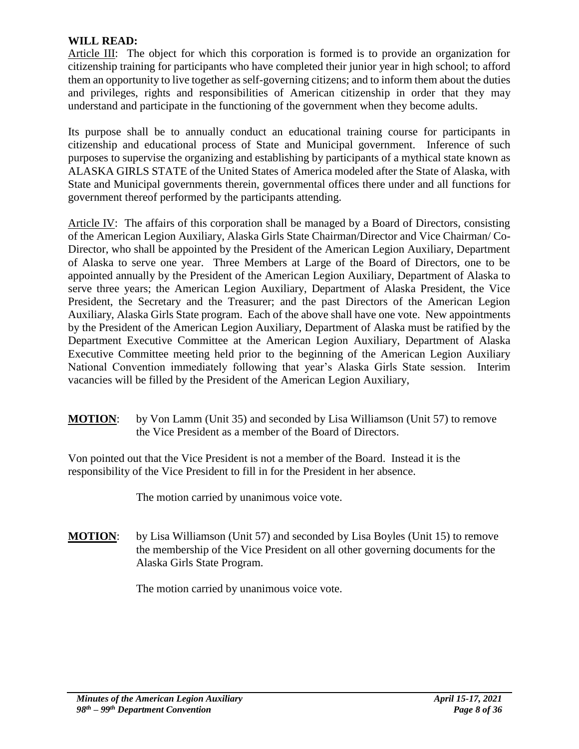**WILL READ:**

Article III: The object for which this corporation is formed is to provide an organization for citizenship training for participants who have completed their junior year in high school; to afford them an opportunity to live together as self-governing citizens; and to inform them about the duties and privileges, rights and responsibilities of American citizenship in order that they may understand and participate in the functioning of the government when they become adults.

Its purpose shall be to annually conduct an educational training course for participants in citizenship and educational process of State and Municipal government. Inference of such purposes to supervise the organizing and establishing by participants of a mythical state known as ALASKA GIRLS STATE of the United States of America modeled after the State of Alaska, with State and Municipal governments therein, governmental offices there under and all functions for government thereof performed by the participants attending.

Article IV: The affairs of this corporation shall be managed by a Board of Directors, consisting of the American Legion Auxiliary, Alaska Girls State Chairman/Director and Vice Chairman/ Co-Director, who shall be appointed by the President of the American Legion Auxiliary, Department of Alaska to serve one year. Three Members at Large of the Board of Directors, one to be appointed annually by the President of the American Legion Auxiliary, Department of Alaska to serve three years; the American Legion Auxiliary, Department of Alaska President, the Vice President, the Secretary and the Treasurer; and the past Directors of the American Legion Auxiliary, Alaska Girls State program. Each of the above shall have one vote. New appointments by the President of the American Legion Auxiliary, Department of Alaska must be ratified by the Department Executive Committee at the American Legion Auxiliary, Department of Alaska Executive Committee meeting held prior to the beginning of the American Legion Auxiliary National Convention immediately following that year's Alaska Girls State session. Interim vacancies will be filled by the President of the American Legion Auxiliary,

**MOTION**: by Von Lamm (Unit 35) and seconded by Lisa Williamson (Unit 57) to remove the Vice President as a member of the Board of Directors.

Von pointed out that the Vice President is not a member of the Board. Instead it is the responsibility of the Vice President to fill in for the President in her absence.

The motion carried by unanimous voice vote.

**MOTION**: by Lisa Williamson (Unit 57) and seconded by Lisa Boyles (Unit 15) to remove the membership of the Vice President on all other governing documents for the Alaska Girls State Program.

The motion carried by unanimous voice vote.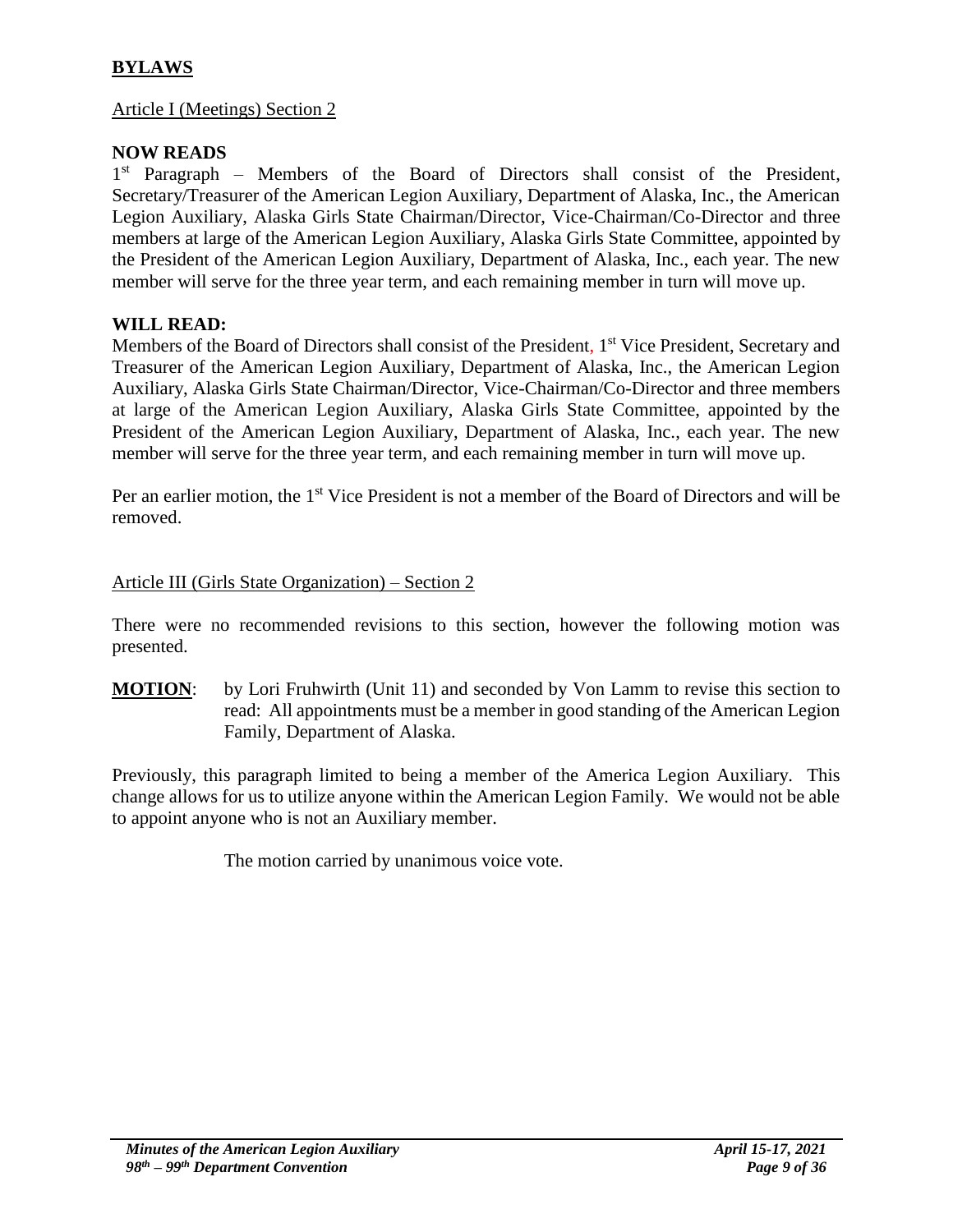## BYLAWS

Article I (Meetings) Section 2

**NOW READS**

1st Paragraph – Members of the Board of Directors shall consist of the President, Secretary/Treasurer of the American Legion Auxiliary, Department of Alaska, Inc., the American Legion Auxiliary, Alaska Girls State Chairman/Director, Vice-Chairman/Co-Director and three members at large of the American Legion Auxiliary, Alaska Girls State Committee, appointed by the President of the American Legion Auxiliary, Department of Alaska, Inc., each year. The new member will serve for the three year term, and each remaining member in turn will move up.

**WILL READ:**

Members of the Board of Directors shall consist of the President, 1st Vice President, Secretary and Treasurer of the American Legion Auxiliary, Department of Alaska, Inc., the American Legion Auxiliary, Alaska Girls State Chairman/Director, Vice-Chairman/Co-Director and three members at large of the American Legion Auxiliary, Alaska Girls State Committee, appointed by the President of the American Legion Auxiliary, Department of Alaska, Inc., each year. The new member will serve for the three year term, and each remaining member in turn will move up.

Per an earlier motion, the 1st Vice President is not a member of the Board of Directors and will be removed.

Article III (Girls State Organization) – Section 2

There were no recommended revisions to this section, however the following motion was presented.

**MOTION**: by Lori Fruhwirth (Unit 11) and seconded by Von Lamm to revise this section to read: All appointments must be a member in good standing of the American Legion Family, Department of Alaska.

Previously, this paragraph limited to being a member of the America Legion Auxiliary. This change allows for us to utilize anyone within the American Legion Family. We would not be able to appoint anyone who is not an Auxiliary member.

The motion carried by unanimous voice vote.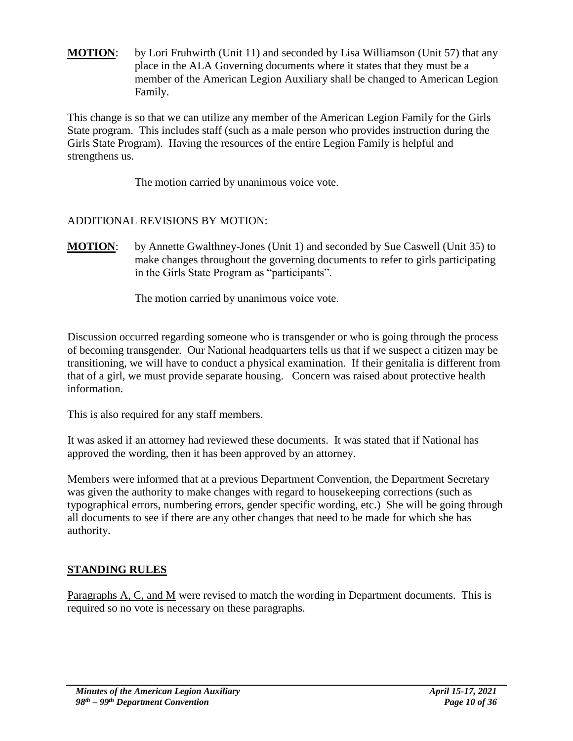**MOTION**: by Lori Fruhwirth (Unit 11) and seconded by Lisa Williamson (Unit 57) that any place in the ALA Governing documents where it states that they must be a member of the American Legion Auxiliary shall be changed to American Legion Family.

This change is so that we can utilize any member of the American Legion Family for the Girls State program. This includes staff (such as a male person who provides instruction during the Girls State Program). Having the resources of the entire Legion Family is helpful and strengthens us.

The motion carried by unanimous voice vote.

ADDITIONAL REVISIONS BY MOTION:

**MOTION**: by Annette Gwalthney-Jones (Unit 1) and seconded by Sue Caswell (Unit 35) to make changes throughout the governing documents to refer to girls participating in the Girls State Program as "participants".

The motion carried by unanimous voice vote.

Discussion occurred regarding someone who is transgender or who is going through the process of becoming transgender. Our National headquarters tells us that if we suspect a citizen may be transitioning, we will have to conduct a physical examination. If their genitalia is different from that of a girl, we must provide separate housing. Concern was raised about protective health information.

This is also required for any staff members.

It was asked if an attorney had reviewed these documents. It was stated that if National has approved the wording, then it has been approved by an attorney.

Members were informed that at a previous Department Convention, the Department Secretary was given the authority to make changes with regard to housekeeping corrections (such as typographical errors, numbering errors, gender specific wording, etc.) She will be going through all documents to see if there are any other changes that need to be made for which she has authority.

## STANDING RULES

Paragraphs A, C, and M were revised to match the wording in Department documents. This is required so no vote is necessary on these paragraphs.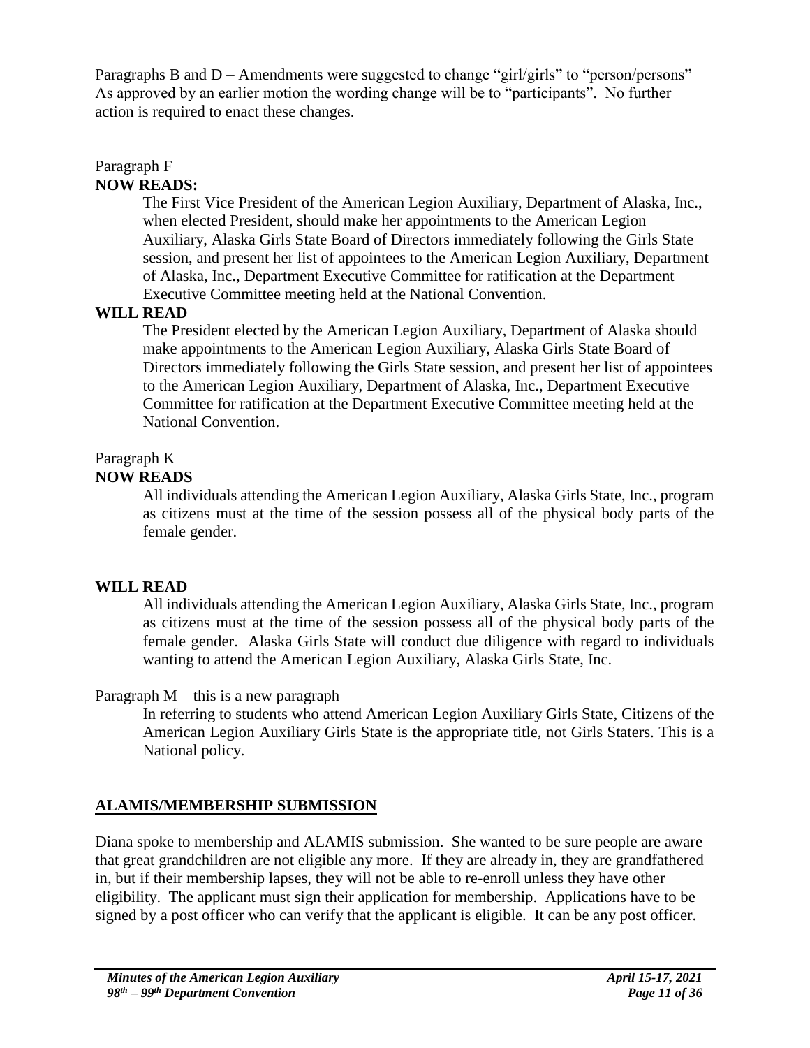Paragraphs B and D – Amendments were suggested to change "girl/girls" to "person/persons" As approved by an earlier motion the wording change will be to "participants". No further action is required to enact these changes.

Paragraph F

**NOW READS:**

> The First Vice President of the American Legion Auxiliary, Department of Alaska, Inc., when elected President, should make her appointments to the American Legion Auxiliary, Alaska Girls State Board of Directors immediately following the Girls State session, and present her list of appointees to the American Legion Auxiliary, Department of Alaska, Inc., Department Executive Committee for ratification at the Department Executive Committee meeting held at the National Convention.

**WILL READ**

> The President elected by the American Legion Auxiliary, Department of Alaska should make appointments to the American Legion Auxiliary, Alaska Girls State Board of Directors immediately following the Girls State session, and present her list of appointees to the American Legion Auxiliary, Department of Alaska, Inc., Department Executive Committee for ratification at the Department Executive Committee meeting held at the National Convention.

Paragraph K

**NOW READS**

> All individuals attending the American Legion Auxiliary, Alaska Girls State, Inc., program as citizens must at the time of the session possess all of the physical body parts of the female gender.

**WILL READ**

> All individuals attending the American Legion Auxiliary, Alaska Girls State, Inc., program as citizens must at the time of the session possess all of the physical body parts of the female gender. Alaska Girls State will conduct due diligence with regard to individuals wanting to attend the American Legion Auxiliary, Alaska Girls State, Inc.

Paragraph M – this is a new paragraph

> In referring to students who attend American Legion Auxiliary Girls State, Citizens of the American Legion Auxiliary Girls State is the appropriate title, not Girls Staters. This is a National policy.

## ALAMIS/MEMBERSHIP SUBMISSION

Diana spoke to membership and ALAMIS submission. She wanted to be sure people are aware that great grandchildren are not eligible any more. If they are already in, they are grandfathered in, but if their membership lapses, they will not be able to re-enroll unless they have other eligibility. The applicant must sign their application for membership. Applications have to be signed by a post officer who can verify that the applicant is eligible. It can be any post officer.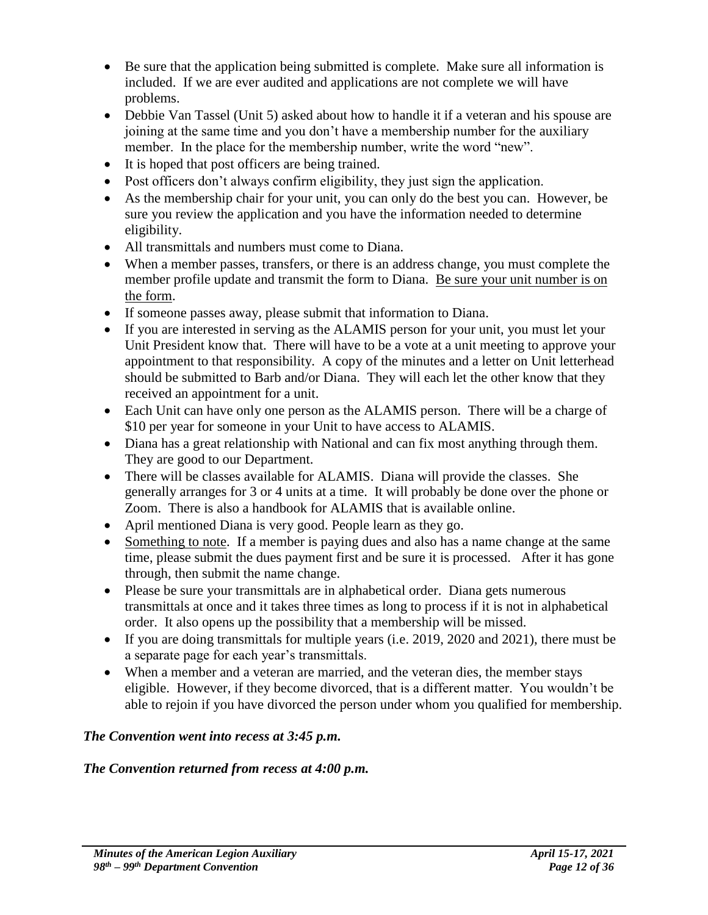- Be sure that the application being submitted is complete. Make sure all information is included. If we are ever audited and applications are not complete we will have problems.
- Debbie Van Tassel (Unit 5) asked about how to handle it if a veteran and his spouse are joining at the same time and you don't have a membership number for the auxiliary member. In the place for the membership number, write the word "new".
- It is hoped that post officers are being trained.
- Post officers don't always confirm eligibility, they just sign the application.
- As the membership chair for your unit, you can only do the best you can. However, be sure you review the application and you have the information needed to determine eligibility.
- All transmittals and numbers must come to Diana.
- When a member passes, transfers, or there is an address change, you must complete the member profile update and transmit the form to Diana. <u>Be sure your unit number is on the form</u>.
- If someone passes away, please submit that information to Diana.
- If you are interested in serving as the ALAMIS person for your unit, you must let your Unit President know that. There will have to be a vote at a unit meeting to approve your appointment to that responsibility. A copy of the minutes and a letter on Unit letterhead should be submitted to Barb and/or Diana. They will each let the other know that they received an appointment for a unit.
- Each Unit can have only one person as the ALAMIS person. There will be a charge of $10 per year for someone in your Unit to have access to ALAMIS.
- Diana has a great relationship with National and can fix most anything through them. They are good to our Department.
- There will be classes available for ALAMIS. Diana will provide the classes. She generally arranges for 3 or 4 units at a time. It will probably be done over the phone or Zoom. There is also a handbook for ALAMIS that is available online.
- April mentioned Diana is very good. People learn as they go.
- <u>Something to note</u>. If a member is paying dues and also has a name change at the same time, please submit the dues payment first and be sure it is processed. After it has gone through, then submit the name change.
- Please be sure your transmittals are in alphabetical order. Diana gets numerous transmittals at once and it takes three times as long to process if it is not in alphabetical order. It also opens up the possibility that a membership will be missed.
- If you are doing transmittals for multiple years (i.e. 2019, 2020 and 2021), there must be a separate page for each year's transmittals.
- When a member and a veteran are married, and the veteran dies, the member stays eligible. However, if they become divorced, that is a different matter. You wouldn't be able to rejoin if you have divorced the person under whom you qualified for membership.

***The Convention went into recess at 3:45 p.m.***

***The Convention returned from recess at 4:00 p.m.***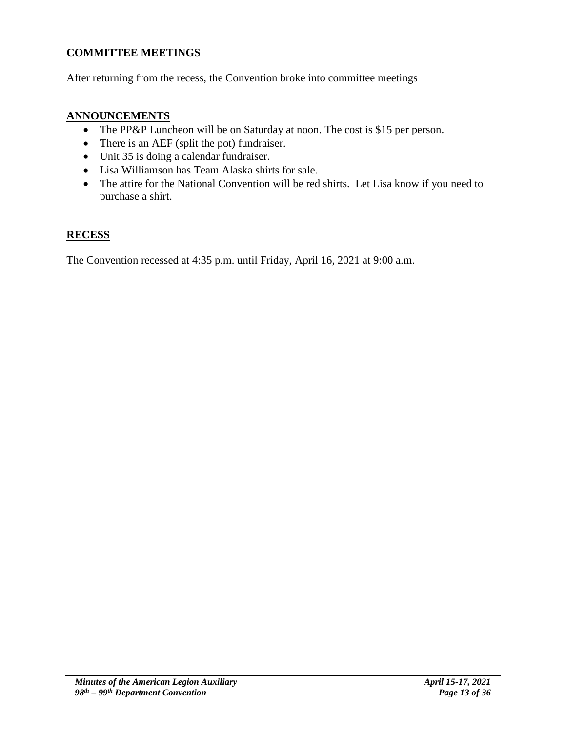## COMMITTEE MEETINGS

After returning from the recess, the Convention broke into committee meetings

## ANNOUNCEMENTS

- The PP&P Luncheon will be on Saturday at noon. The cost is $15 per person.
- There is an AEF (split the pot) fundraiser.
- Unit 35 is doing a calendar fundraiser.
- Lisa Williamson has Team Alaska shirts for sale.
- The attire for the National Convention will be red shirts. Let Lisa know if you need to purchase a shirt.

## RECESS

The Convention recessed at 4:35 p.m. until Friday, April 16, 2021 at 9:00 a.m.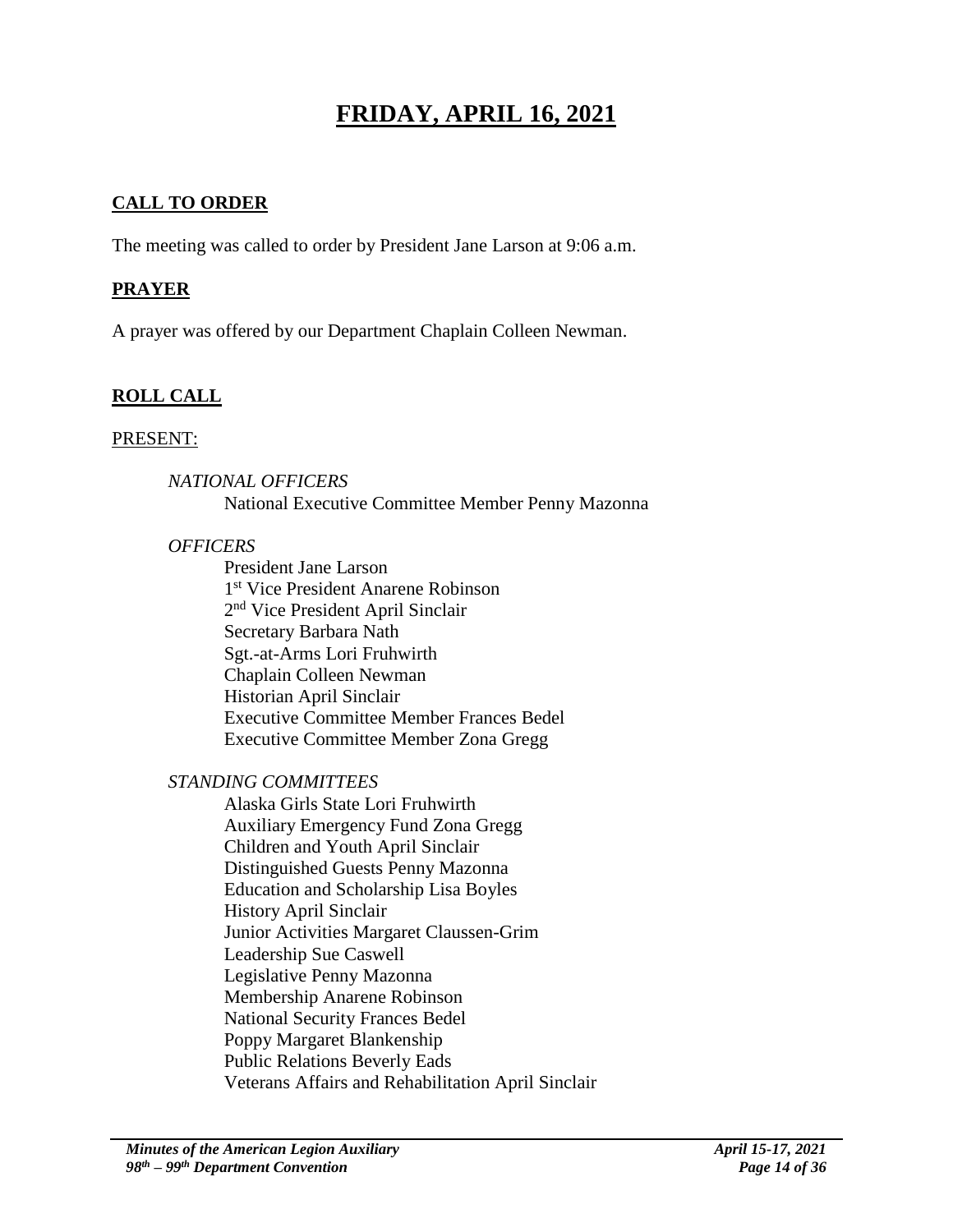# FRIDAY, APRIL 16, 2021

## CALL TO ORDER

The meeting was called to order by President Jane Larson at 9:06 a.m.

## PRAYER

A prayer was offered by our Department Chaplain Colleen Newman.

## ROLL CALL

PRESENT:

*NATIONAL OFFICERS*

National Executive Committee Member Penny Mazonna

*OFFICERS*

President Jane Larson
1st Vice President Anarene Robinson
2nd Vice President April Sinclair
Secretary Barbara Nath
Sgt.-at-Arms Lori Fruhwirth
Chaplain Colleen Newman
Historian April Sinclair
Executive Committee Member Frances Bedel
Executive Committee Member Zona Gregg

*STANDING COMMITTEES*

Alaska Girls State Lori Fruhwirth
Auxiliary Emergency Fund Zona Gregg
Children and Youth April Sinclair
Distinguished Guests Penny Mazonna
Education and Scholarship Lisa Boyles
History April Sinclair
Junior Activities Margaret Claussen-Grim
Leadership Sue Caswell
Legislative Penny Mazonna
Membership Anarene Robinson
National Security Frances Bedel
Poppy Margaret Blankenship
Public Relations Beverly Eads
Veterans Affairs and Rehabilitation April Sinclair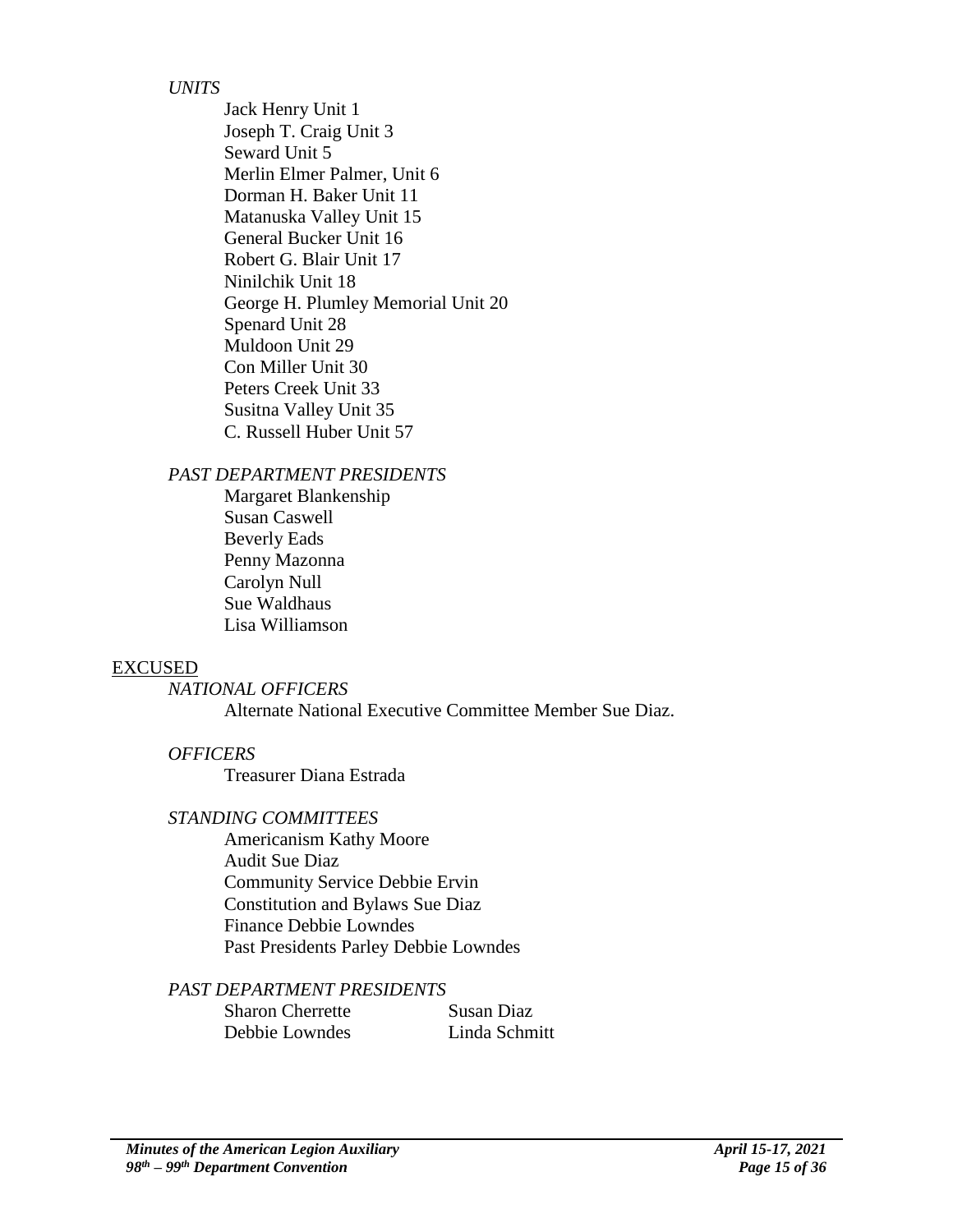*UNITS*

Jack Henry Unit 1
Joseph T. Craig Unit 3
Seward Unit 5
Merlin Elmer Palmer, Unit 6
Dorman H. Baker Unit 11
Matanuska Valley Unit 15
General Bucker Unit 16
Robert G. Blair Unit 17
Ninilchik Unit 18
George H. Plumley Memorial Unit 20
Spenard Unit 28
Muldoon Unit 29
Con Miller Unit 30
Peters Creek Unit 33
Susitna Valley Unit 35
C. Russell Huber Unit 57

*PAST DEPARTMENT PRESIDENTS*

Margaret Blankenship
Susan Caswell
Beverly Eads
Penny Mazonna
Carolyn Null
Sue Waldhaus
Lisa Williamson

<u>EXCUSED</u>

*NATIONAL OFFICERS*

Alternate National Executive Committee Member Sue Diaz.

*OFFICERS*

Treasurer Diana Estrada

*STANDING COMMITTEES*

Americanism Kathy Moore
Audit Sue Diaz
Community Service Debbie Ervin
Constitution and Bylaws Sue Diaz
Finance Debbie Lowndes
Past Presidents Parley Debbie Lowndes

*PAST DEPARTMENT PRESIDENTS*

Sharon Cherrette
Debbie Lowndes
Susan Diaz
Linda Schmitt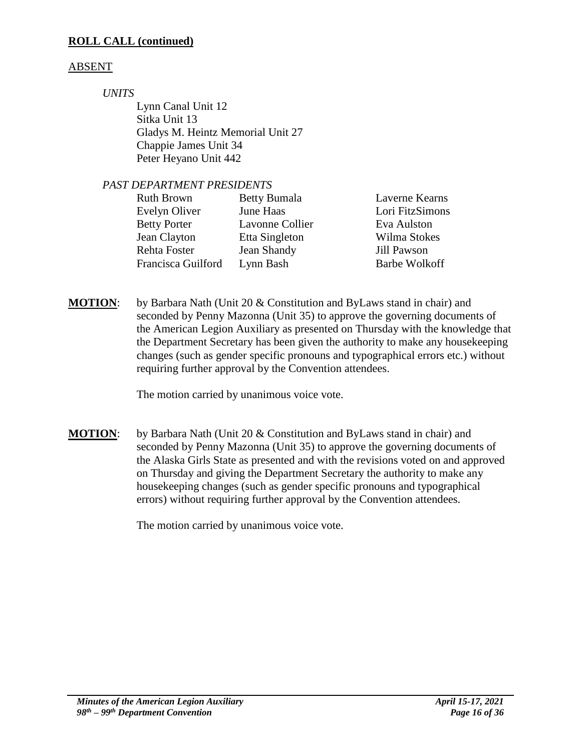**ROLL CALL (continued)**

ABSENT

*UNITS*

Lynn Canal Unit 12
Sitka Unit 13
Gladys M. Heintz Memorial Unit 27
Chappie James Unit 34
Peter Heyano Unit 442

*PAST DEPARTMENT PRESIDENTS*

| | | |
|---|---|---|
| Ruth Brown | Betty Bumala | Laverne Kearns |
| Evelyn Oliver | June Haas | Lori FitzSimons |
| Betty Porter | Lavonne Collier | Eva Aulston |
| Jean Clayton | Etta Singleton | Wilma Stokes |
| Rehta Foster | Jean Shandy | Jill Pawson |
| Francisca Guilford | Lynn Bash | Barbe Wolkoff |

**MOTION**: by Barbara Nath (Unit 20 & Constitution and ByLaws stand in chair) and seconded by Penny Mazonna (Unit 35) to approve the governing documents of the American Legion Auxiliary as presented on Thursday with the knowledge that the Department Secretary has been given the authority to make any housekeeping changes (such as gender specific pronouns and typographical errors etc.) without requiring further approval by the Convention attendees.

The motion carried by unanimous voice vote.

**MOTION**: by Barbara Nath (Unit 20 & Constitution and ByLaws stand in chair) and seconded by Penny Mazonna (Unit 35) to approve the governing documents of the Alaska Girls State as presented and with the revisions voted on and approved on Thursday and giving the Department Secretary the authority to make any housekeeping changes (such as gender specific pronouns and typographical errors) without requiring further approval by the Convention attendees.

The motion carried by unanimous voice vote.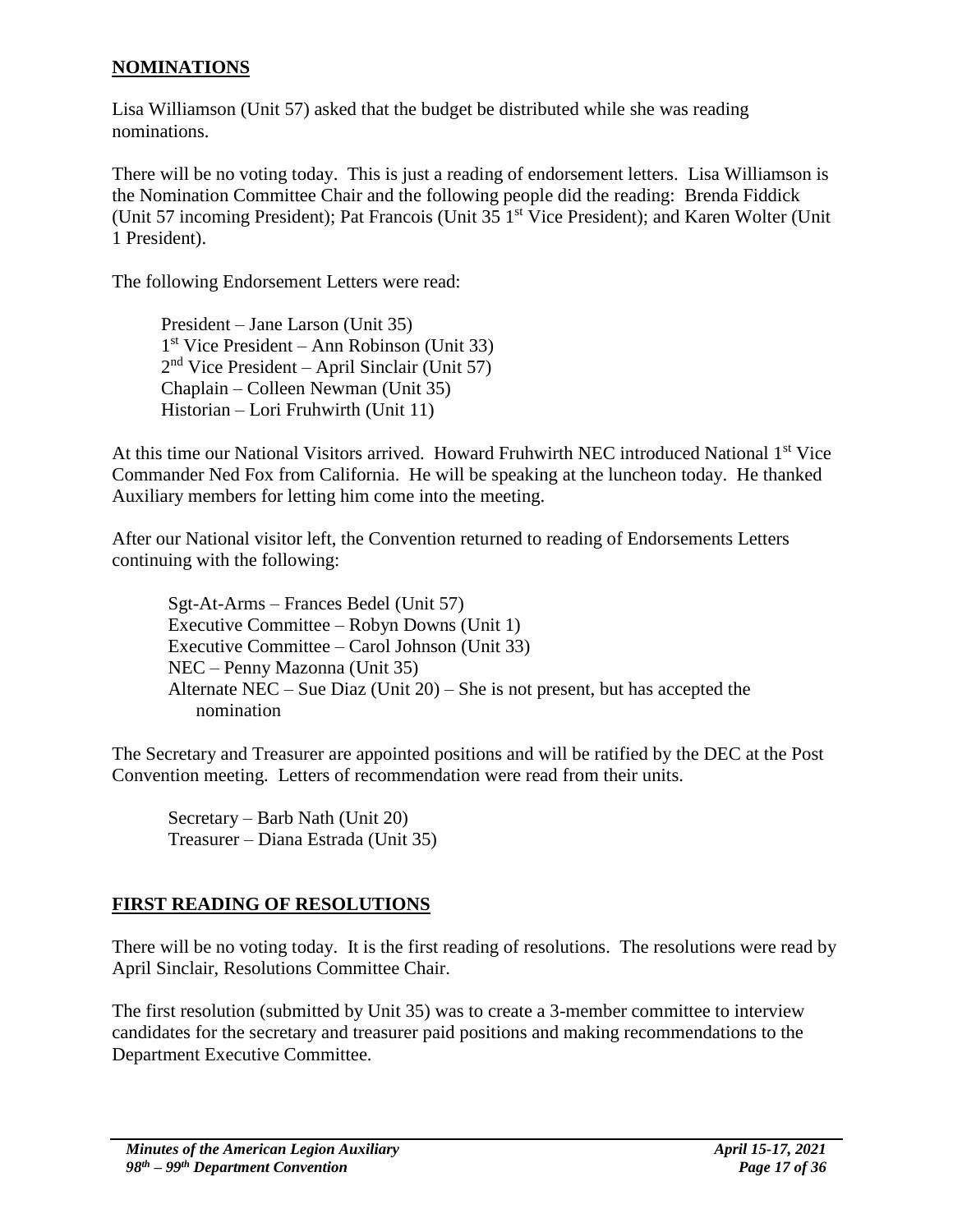## NOMINATIONS

Lisa Williamson (Unit 57) asked that the budget be distributed while she was reading nominations.

There will be no voting today. This is just a reading of endorsement letters. Lisa Williamson is the Nomination Committee Chair and the following people did the reading: Brenda Fiddick (Unit 57 incoming President); Pat Francois (Unit 35 1st Vice President); and Karen Wolter (Unit 1 President).

The following Endorsement Letters were read:

President – Jane Larson (Unit 35)
1st Vice President – Ann Robinson (Unit 33)
2nd Vice President – April Sinclair (Unit 57)
Chaplain – Colleen Newman (Unit 35)
Historian – Lori Fruhwirth (Unit 11)

At this time our National Visitors arrived. Howard Fruhwirth NEC introduced National 1st Vice Commander Ned Fox from California. He will be speaking at the luncheon today. He thanked Auxiliary members for letting him come into the meeting.

After our National visitor left, the Convention returned to reading of Endorsements Letters continuing with the following:

Sgt-At-Arms – Frances Bedel (Unit 57)
Executive Committee – Robyn Downs (Unit 1)
Executive Committee – Carol Johnson (Unit 33)
NEC – Penny Mazonna (Unit 35)
Alternate NEC – Sue Diaz (Unit 20) – She is not present, but has accepted the nomination

The Secretary and Treasurer are appointed positions and will be ratified by the DEC at the Post Convention meeting. Letters of recommendation were read from their units.

Secretary – Barb Nath (Unit 20)
Treasurer – Diana Estrada (Unit 35)

## FIRST READING OF RESOLUTIONS

There will be no voting today. It is the first reading of resolutions. The resolutions were read by April Sinclair, Resolutions Committee Chair.

The first resolution (submitted by Unit 35) was to create a 3-member committee to interview candidates for the secretary and treasurer paid positions and making recommendations to the Department Executive Committee.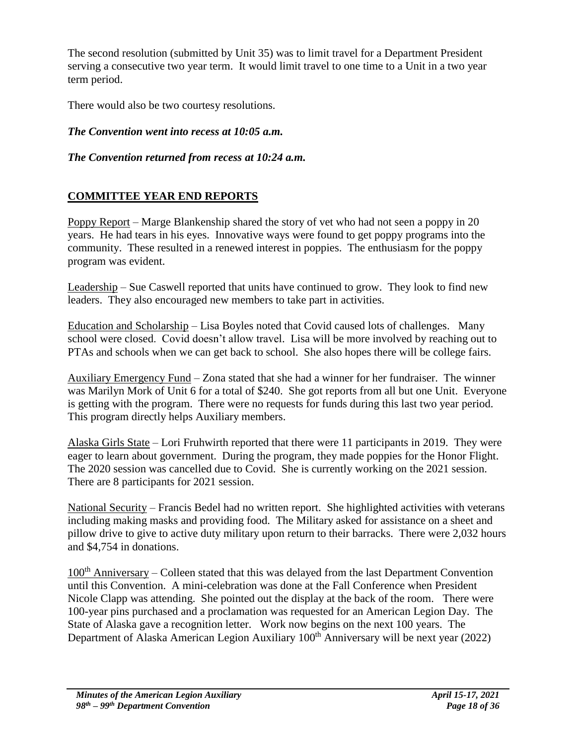The second resolution (submitted by Unit 35) was to limit travel for a Department President serving a consecutive two year term. It would limit travel to one time to a Unit in a two year term period.

There would also be two courtesy resolutions.

***The Convention went into recess at 10:05 a.m.***

***The Convention returned from recess at 10:24 a.m.***

## COMMITTEE YEAR END REPORTS

Poppy Report – Marge Blankenship shared the story of vet who had not seen a poppy in 20 years. He had tears in his eyes. Innovative ways were found to get poppy programs into the community. These resulted in a renewed interest in poppies. The enthusiasm for the poppy program was evident.

Leadership – Sue Caswell reported that units have continued to grow. They look to find new leaders. They also encouraged new members to take part in activities.

Education and Scholarship – Lisa Boyles noted that Covid caused lots of challenges. Many school were closed. Covid doesn't allow travel. Lisa will be more involved by reaching out to PTAs and schools when we can get back to school. She also hopes there will be college fairs.

Auxiliary Emergency Fund – Zona stated that she had a winner for her fundraiser. The winner was Marilyn Mork of Unit 6 for a total of $240. She got reports from all but one Unit. Everyone is getting with the program. There were no requests for funds during this last two year period. This program directly helps Auxiliary members.

Alaska Girls State – Lori Fruhwirth reported that there were 11 participants in 2019. They were eager to learn about government. During the program, they made poppies for the Honor Flight. The 2020 session was cancelled due to Covid. She is currently working on the 2021 session. There are 8 participants for 2021 session.

National Security – Francis Bedel had no written report. She highlighted activities with veterans including making masks and providing food. The Military asked for assistance on a sheet and pillow drive to give to active duty military upon return to their barracks. There were 2,032 hours and $4,754 in donations.

100th Anniversary – Colleen stated that this was delayed from the last Department Convention until this Convention. A mini-celebration was done at the Fall Conference when President Nicole Clapp was attending. She pointed out the display at the back of the room. There were 100-year pins purchased and a proclamation was requested for an American Legion Day. The State of Alaska gave a recognition letter. Work now begins on the next 100 years. The Department of Alaska American Legion Auxiliary 100th Anniversary will be next year (2022)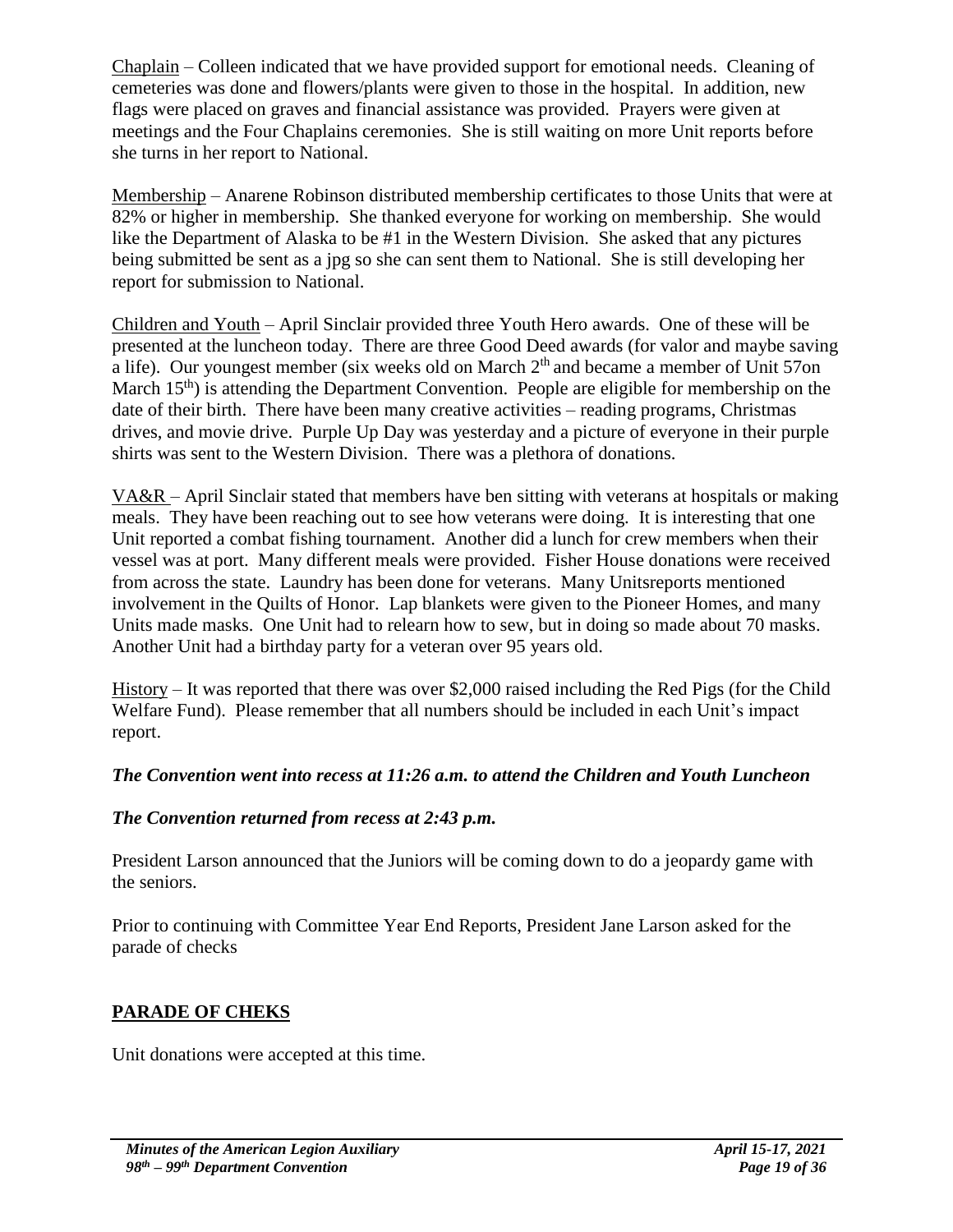Chaplain – Colleen indicated that we have provided support for emotional needs. Cleaning of cemeteries was done and flowers/plants were given to those in the hospital. In addition, new flags were placed on graves and financial assistance was provided. Prayers were given at meetings and the Four Chaplains ceremonies. She is still waiting on more Unit reports before she turns in her report to National.

Membership – Anarene Robinson distributed membership certificates to those Units that were at 82% or higher in membership. She thanked everyone for working on membership. She would like the Department of Alaska to be #1 in the Western Division. She asked that any pictures being submitted be sent as a jpg so she can sent them to National. She is still developing her report for submission to National.

Children and Youth – April Sinclair provided three Youth Hero awards. One of these will be presented at the luncheon today. There are three Good Deed awards (for valor and maybe saving a life). Our youngest member (six weeks old on March 2nd and became a member of Unit 57on March 15th) is attending the Department Convention. People are eligible for membership on the date of their birth. There have been many creative activities – reading programs, Christmas drives, and movie drive. Purple Up Day was yesterday and a picture of everyone in their purple shirts was sent to the Western Division. There was a plethora of donations.

VA&R – April Sinclair stated that members have ben sitting with veterans at hospitals or making meals. They have been reaching out to see how veterans were doing. It is interesting that one Unit reported a combat fishing tournament. Another did a lunch for crew members when their vessel was at port. Many different meals were provided. Fisher House donations were received from across the state. Laundry has been done for veterans. Many Unitsreports mentioned involvement in the Quilts of Honor. Lap blankets were given to the Pioneer Homes, and many Units made masks. One Unit had to relearn how to sew, but in doing so made about 70 masks. Another Unit had a birthday party for a veteran over 95 years old.

History – It was reported that there was over $2,000 raised including the Red Pigs (for the Child Welfare Fund). Please remember that all numbers should be included in each Unit's impact report.

***The Convention went into recess at 11:26 a.m. to attend the Children and Youth Luncheon***

***The Convention returned from recess at 2:43 p.m.***

President Larson announced that the Juniors will be coming down to do a jeopardy game with the seniors.

Prior to continuing with Committee Year End Reports, President Jane Larson asked for the parade of checks

## PARADE OF CHEKS

Unit donations were accepted at this time.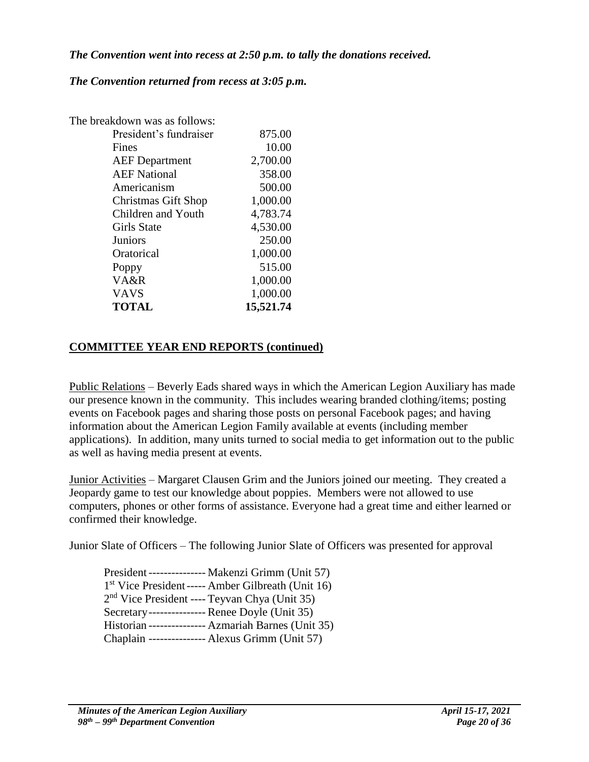***The Convention went into recess at 2:50 p.m. to tally the donations received.***

***The Convention returned from recess at 3:05 p.m.***

The breakdown was as follows:

| | |
|---|---:|
| President's fundraiser | 875.00 |
| Fines | 10.00 |
| AEF Department | 2,700.00 |
| AEF National | 358.00 |
| Americanism | 500.00 |
| Christmas Gift Shop | 1,000.00 |
| Children and Youth | 4,783.74 |
| Girls State | 4,530.00 |
| Juniors | 250.00 |
| Oratorical | 1,000.00 |
| Poppy | 515.00 |
| VA&R | 1,000.00 |
| VAVS | 1,000.00 |
| **TOTAL** | **15,521.74** |

## COMMITTEE YEAR END REPORTS (continued)

Public Relations – Beverly Eads shared ways in which the American Legion Auxiliary has made our presence known in the community. This includes wearing branded clothing/items; posting events on Facebook pages and sharing those posts on personal Facebook pages; and having information about the American Legion Family available at events (including member applications). In addition, many units turned to social media to get information out to the public as well as having media present at events.

Junior Activities – Margaret Clausen Grim and the Juniors joined our meeting. They created a Jeopardy game to test our knowledge about poppies. Members were not allowed to use computers, phones or other forms of assistance. Everyone had a great time and either learned or confirmed their knowledge.

Junior Slate of Officers – The following Junior Slate of Officers was presented for approval

President --------------- Makenzi Grimm (Unit 57)
1st Vice President ----- Amber Gilbreath (Unit 16)
2nd Vice President ---- Teyvan Chya (Unit 35)
Secretary --------------- Renee Doyle (Unit 35)
Historian --------------- Azmariah Barnes (Unit 35)
Chaplain --------------- Alexus Grimm (Unit 57)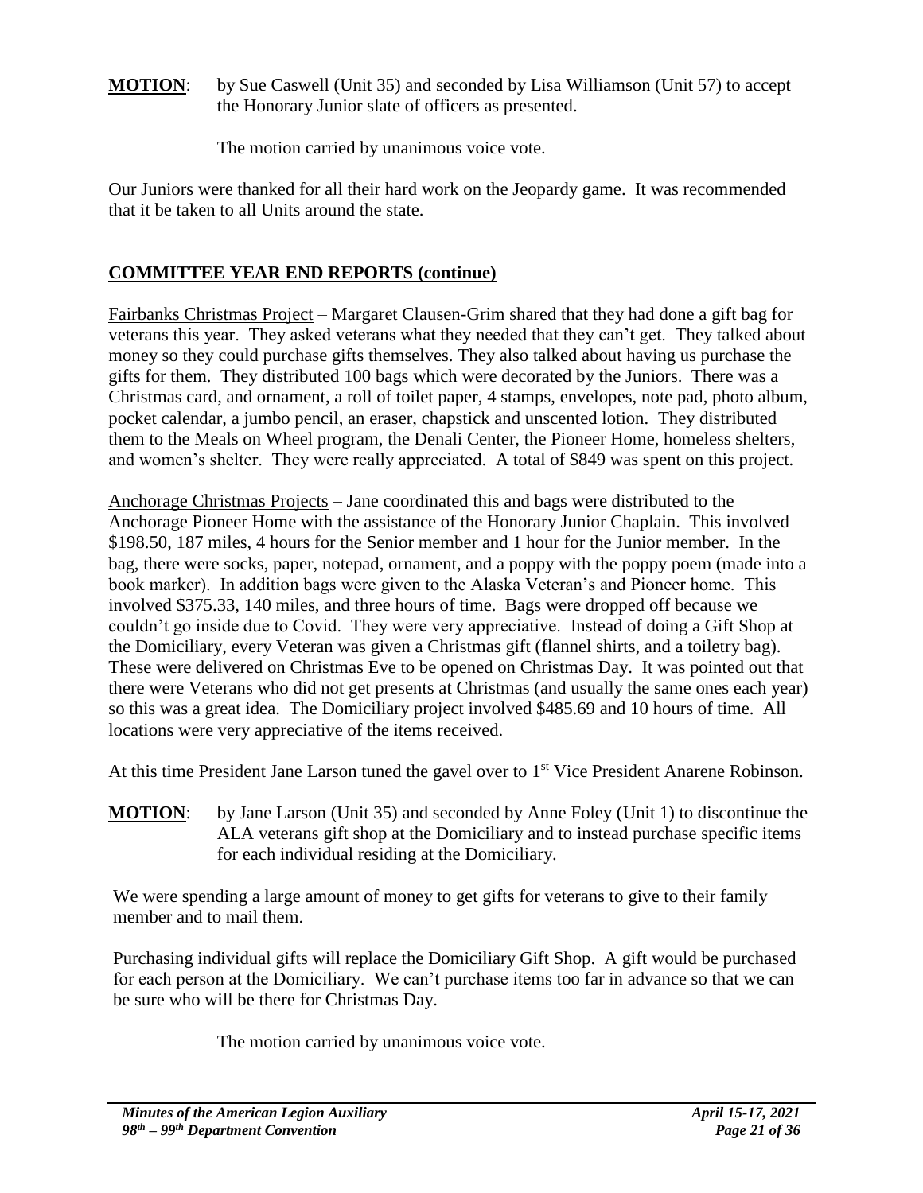**MOTION**: by Sue Caswell (Unit 35) and seconded by Lisa Williamson (Unit 57) to accept the Honorary Junior slate of officers as presented.

The motion carried by unanimous voice vote.

Our Juniors were thanked for all their hard work on the Jeopardy game. It was recommended that it be taken to all Units around the state.

## COMMITTEE YEAR END REPORTS (continue)

Fairbanks Christmas Project – Margaret Clausen-Grim shared that they had done a gift bag for veterans this year. They asked veterans what they needed that they can't get. They talked about money so they could purchase gifts themselves. They also talked about having us purchase the gifts for them. They distributed 100 bags which were decorated by the Juniors. There was a Christmas card, and ornament, a roll of toilet paper, 4 stamps, envelopes, note pad, photo album, pocket calendar, a jumbo pencil, an eraser, chapstick and unscented lotion. They distributed them to the Meals on Wheel program, the Denali Center, the Pioneer Home, homeless shelters, and women's shelter. They were really appreciated. A total of $849 was spent on this project.

Anchorage Christmas Projects – Jane coordinated this and bags were distributed to the Anchorage Pioneer Home with the assistance of the Honorary Junior Chaplain. This involved $198.50, 187 miles, 4 hours for the Senior member and 1 hour for the Junior member. In the bag, there were socks, paper, notepad, ornament, and a poppy with the poppy poem (made into a book marker). In addition bags were given to the Alaska Veteran's and Pioneer home. This involved $375.33, 140 miles, and three hours of time. Bags were dropped off because we couldn't go inside due to Covid. They were very appreciative. Instead of doing a Gift Shop at the Domiciliary, every Veteran was given a Christmas gift (flannel shirts, and a toiletry bag). These were delivered on Christmas Eve to be opened on Christmas Day. It was pointed out that there were Veterans who did not get presents at Christmas (and usually the same ones each year) so this was a great idea. The Domiciliary project involved $485.69 and 10 hours of time. All locations were very appreciative of the items received.

At this time President Jane Larson tuned the gavel over to 1st Vice President Anarene Robinson.

**MOTION**: by Jane Larson (Unit 35) and seconded by Anne Foley (Unit 1) to discontinue the ALA veterans gift shop at the Domiciliary and to instead purchase specific items for each individual residing at the Domiciliary.

We were spending a large amount of money to get gifts for veterans to give to their family member and to mail them.

Purchasing individual gifts will replace the Domiciliary Gift Shop. A gift would be purchased for each person at the Domiciliary. We can't purchase items too far in advance so that we can be sure who will be there for Christmas Day.

The motion carried by unanimous voice vote.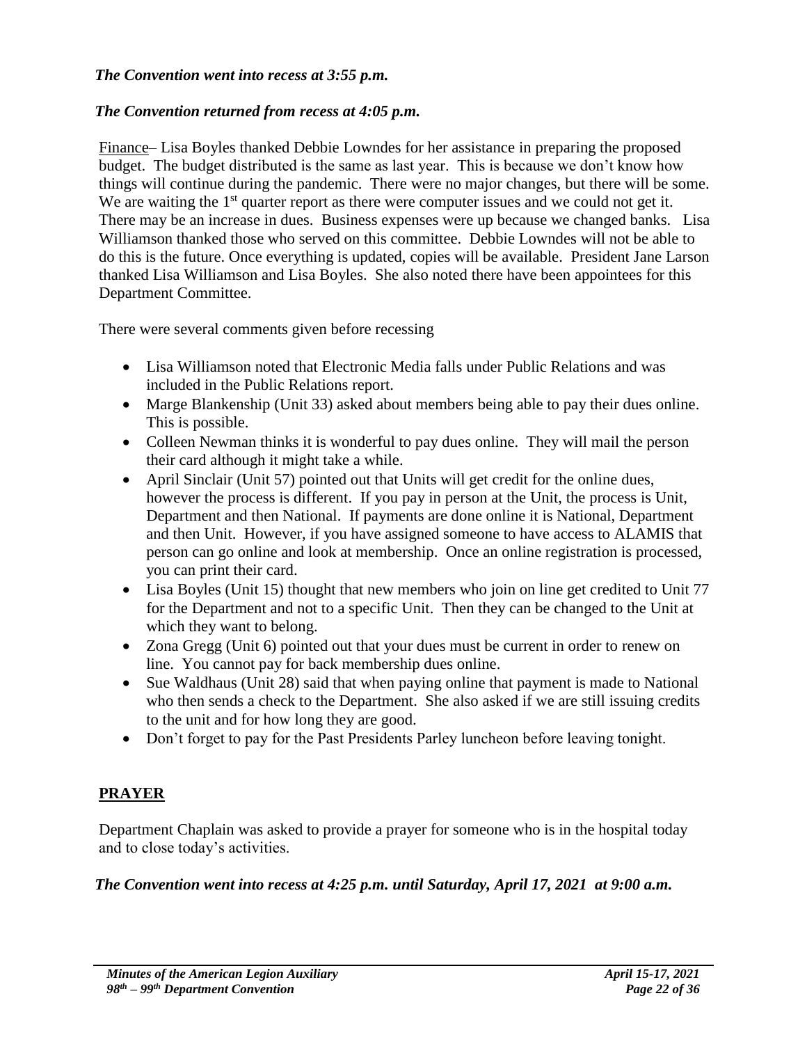*The Convention went into recess at 3:55 p.m.*

*The Convention returned from recess at 4:05 p.m.*

Finance– Lisa Boyles thanked Debbie Lowndes for her assistance in preparing the proposed budget. The budget distributed is the same as last year. This is because we don't know how things will continue during the pandemic. There were no major changes, but there will be some. We are waiting the 1st quarter report as there were computer issues and we could not get it. There may be an increase in dues. Business expenses were up because we changed banks. Lisa Williamson thanked those who served on this committee. Debbie Lowndes will not be able to do this is the future. Once everything is updated, copies will be available. President Jane Larson thanked Lisa Williamson and Lisa Boyles. She also noted there have been appointees for this Department Committee.

There were several comments given before recessing

- Lisa Williamson noted that Electronic Media falls under Public Relations and was included in the Public Relations report.
- Marge Blankenship (Unit 33) asked about members being able to pay their dues online. This is possible.
- Colleen Newman thinks it is wonderful to pay dues online. They will mail the person their card although it might take a while.
- April Sinclair (Unit 57) pointed out that Units will get credit for the online dues, however the process is different. If you pay in person at the Unit, the process is Unit, Department and then National. If payments are done online it is National, Department and then Unit. However, if you have assigned someone to have access to ALAMIS that person can go online and look at membership. Once an online registration is processed, you can print their card.
- Lisa Boyles (Unit 15) thought that new members who join on line get credited to Unit 77 for the Department and not to a specific Unit. Then they can be changed to the Unit at which they want to belong.
- Zona Gregg (Unit 6) pointed out that your dues must be current in order to renew on line. You cannot pay for back membership dues online.
- Sue Waldhaus (Unit 28) said that when paying online that payment is made to National who then sends a check to the Department. She also asked if we are still issuing credits to the unit and for how long they are good.
- Don't forget to pay for the Past Presidents Parley luncheon before leaving tonight.

## PRAYER

Department Chaplain was asked to provide a prayer for someone who is in the hospital today and to close today's activities.

*The Convention went into recess at 4:25 p.m. until Saturday, April 17, 2021 at 9:00 a.m.*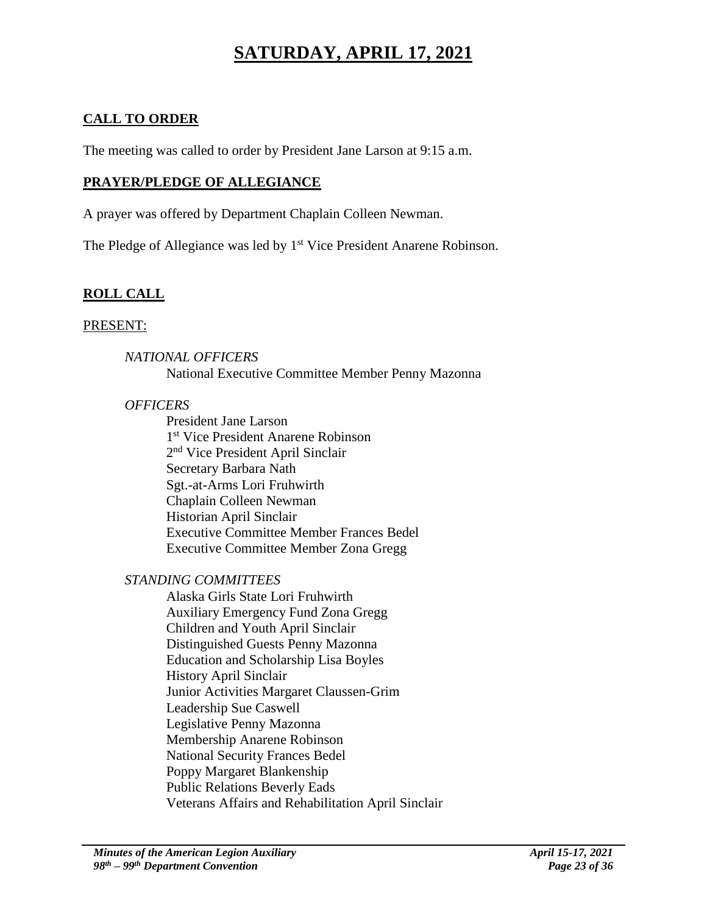# SATURDAY, APRIL 17, 2021

## CALL TO ORDER

The meeting was called to order by President Jane Larson at 9:15 a.m.

## PRAYER/PLEDGE OF ALLEGIANCE

A prayer was offered by Department Chaplain Colleen Newman.

The Pledge of Allegiance was led by 1st Vice President Anarene Robinson.

## ROLL CALL

PRESENT:

*NATIONAL OFFICERS*

National Executive Committee Member Penny Mazonna

*OFFICERS*

President Jane Larson
1st Vice President Anarene Robinson
2nd Vice President April Sinclair
Secretary Barbara Nath
Sgt.-at-Arms Lori Fruhwirth
Chaplain Colleen Newman
Historian April Sinclair
Executive Committee Member Frances Bedel
Executive Committee Member Zona Gregg

*STANDING COMMITTEES*

Alaska Girls State Lori Fruhwirth
Auxiliary Emergency Fund Zona Gregg
Children and Youth April Sinclair
Distinguished Guests Penny Mazonna
Education and Scholarship Lisa Boyles
History April Sinclair
Junior Activities Margaret Claussen-Grim
Leadership Sue Caswell
Legislative Penny Mazonna
Membership Anarene Robinson
National Security Frances Bedel
Poppy Margaret Blankenship
Public Relations Beverly Eads
Veterans Affairs and Rehabilitation April Sinclair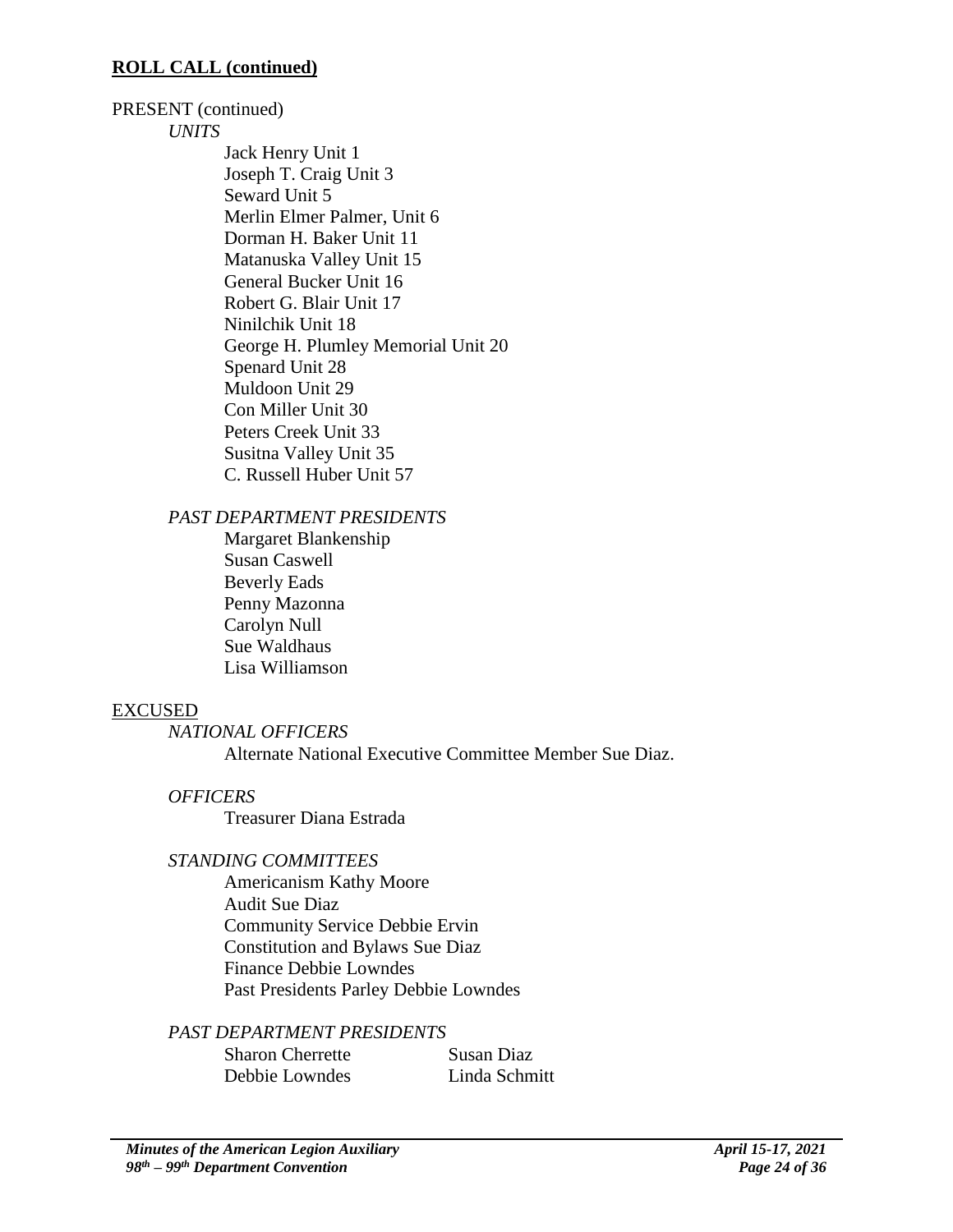## **ROLL CALL (continued)**

PRESENT (continued)

*UNITS*

Jack Henry Unit 1
Joseph T. Craig Unit 3
Seward Unit 5
Merlin Elmer Palmer, Unit 6
Dorman H. Baker Unit 11
Matanuska Valley Unit 15
General Bucker Unit 16
Robert G. Blair Unit 17
Ninilchik Unit 18
George H. Plumley Memorial Unit 20
Spenard Unit 28
Muldoon Unit 29
Con Miller Unit 30
Peters Creek Unit 33
Susitna Valley Unit 35
C. Russell Huber Unit 57

*PAST DEPARTMENT PRESIDENTS*

Margaret Blankenship
Susan Caswell
Beverly Eads
Penny Mazonna
Carolyn Null
Sue Waldhaus
Lisa Williamson

EXCUSED

*NATIONAL OFFICERS*

Alternate National Executive Committee Member Sue Diaz.

*OFFICERS*

Treasurer Diana Estrada

*STANDING COMMITTEES*

Americanism Kathy Moore
Audit Sue Diaz
Community Service Debbie Ervin
Constitution and Bylaws Sue Diaz
Finance Debbie Lowndes
Past Presidents Parley Debbie Lowndes

*PAST DEPARTMENT PRESIDENTS*

Sharon Cherrette
Susan Diaz
Debbie Lowndes
Linda Schmitt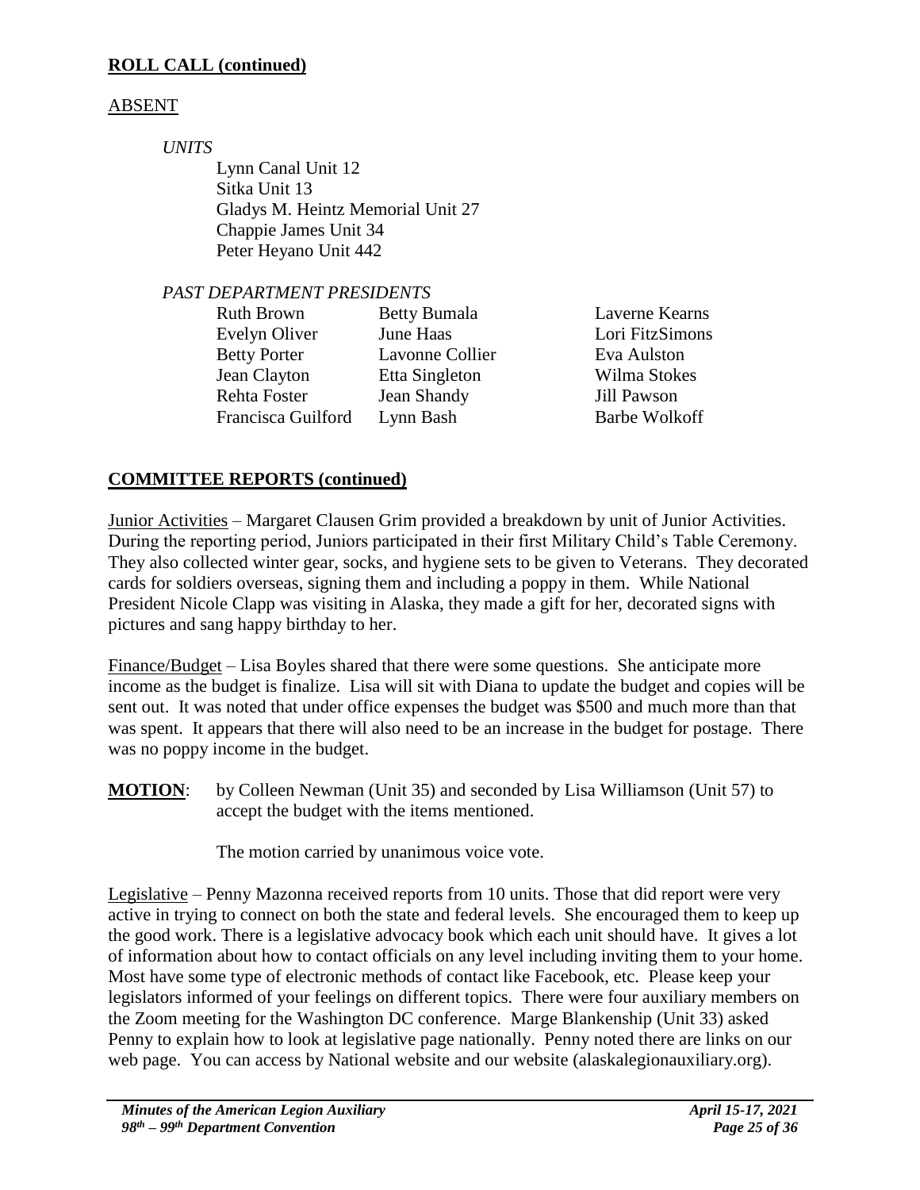## ROLL CALL (continued)

ABSENT

*UNITS*

Lynn Canal Unit 12
Sitka Unit 13
Gladys M. Heintz Memorial Unit 27
Chappie James Unit 34
Peter Heyano Unit 442

*PAST DEPARTMENT PRESIDENTS*

| | | |
|---|---|---|
| Ruth Brown | Betty Bumala | Laverne Kearns |
| Evelyn Oliver | June Haas | Lori FitzSimons |
| Betty Porter | Lavonne Collier | Eva Aulston |
| Jean Clayton | Etta Singleton | Wilma Stokes |
| Rehta Foster | Jean Shandy | Jill Pawson |
| Francisca Guilford | Lynn Bash | Barbe Wolkoff |

## COMMITTEE REPORTS (continued)

Junior Activities – Margaret Clausen Grim provided a breakdown by unit of Junior Activities. During the reporting period, Juniors participated in their first Military Child's Table Ceremony. They also collected winter gear, socks, and hygiene sets to be given to Veterans. They decorated cards for soldiers overseas, signing them and including a poppy in them. While National President Nicole Clapp was visiting in Alaska, they made a gift for her, decorated signs with pictures and sang happy birthday to her.

Finance/Budget – Lisa Boyles shared that there were some questions. She anticipate more income as the budget is finalize. Lisa will sit with Diana to update the budget and copies will be sent out. It was noted that under office expenses the budget was $500 and much more than that was spent. It appears that there will also need to be an increase in the budget for postage. There was no poppy income in the budget.

**MOTION**: by Colleen Newman (Unit 35) and seconded by Lisa Williamson (Unit 57) to accept the budget with the items mentioned.

The motion carried by unanimous voice vote.

Legislative – Penny Mazonna received reports from 10 units. Those that did report were very active in trying to connect on both the state and federal levels. She encouraged them to keep up the good work. There is a legislative advocacy book which each unit should have. It gives a lot of information about how to contact officials on any level including inviting them to your home. Most have some type of electronic methods of contact like Facebook, etc. Please keep your legislators informed of your feelings on different topics. There were four auxiliary members on the Zoom meeting for the Washington DC conference. Marge Blankenship (Unit 33) asked Penny to explain how to look at legislative page nationally. Penny noted there are links on our web page. You can access by National website and our website (alaskalegionauxiliary.org).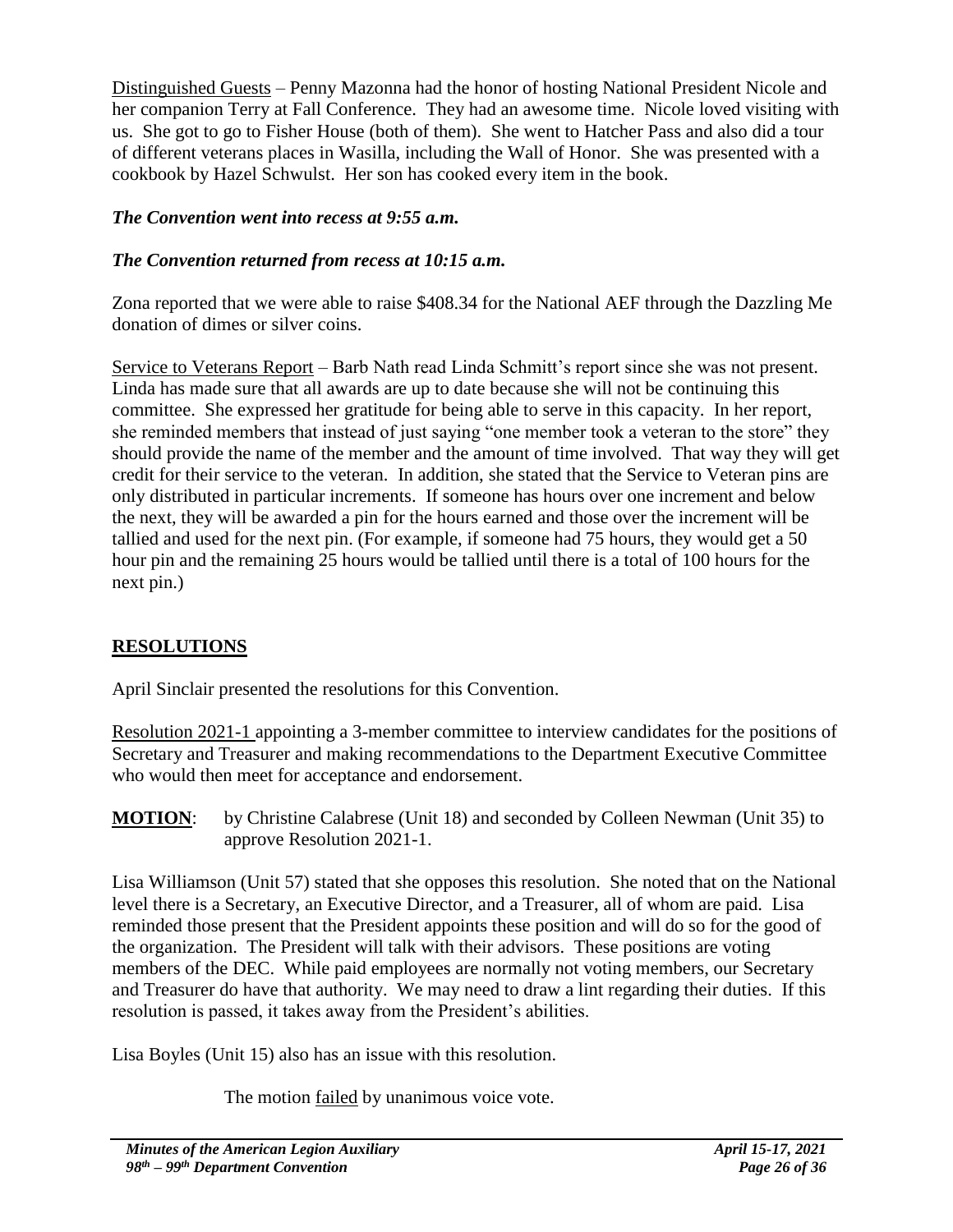Distinguished Guests – Penny Mazonna had the honor of hosting National President Nicole and her companion Terry at Fall Conference. They had an awesome time. Nicole loved visiting with us. She got to go to Fisher House (both of them). She went to Hatcher Pass and also did a tour of different veterans places in Wasilla, including the Wall of Honor. She was presented with a cookbook by Hazel Schwulst. Her son has cooked every item in the book.

***The Convention went into recess at 9:55 a.m.***

***The Convention returned from recess at 10:15 a.m.***

Zona reported that we were able to raise $408.34 for the National AEF through the Dazzling Me donation of dimes or silver coins.

Service to Veterans Report – Barb Nath read Linda Schmitt's report since she was not present. Linda has made sure that all awards are up to date because she will not be continuing this committee. She expressed her gratitude for being able to serve in this capacity. In her report, she reminded members that instead of just saying "one member took a veteran to the store" they should provide the name of the member and the amount of time involved. That way they will get credit for their service to the veteran. In addition, she stated that the Service to Veteran pins are only distributed in particular increments. If someone has hours over one increment and below the next, they will be awarded a pin for the hours earned and those over the increment will be tallied and used for the next pin. (For example, if someone had 75 hours, they would get a 50 hour pin and the remaining 25 hours would be tallied until there is a total of 100 hours for the next pin.)

## RESOLUTIONS

April Sinclair presented the resolutions for this Convention.

Resolution 2021-1 appointing a 3-member committee to interview candidates for the positions of Secretary and Treasurer and making recommendations to the Department Executive Committee who would then meet for acceptance and endorsement.

**MOTION**: by Christine Calabrese (Unit 18) and seconded by Colleen Newman (Unit 35) to approve Resolution 2021-1.

Lisa Williamson (Unit 57) stated that she opposes this resolution. She noted that on the National level there is a Secretary, an Executive Director, and a Treasurer, all of whom are paid. Lisa reminded those present that the President appoints these position and will do so for the good of the organization. The President will talk with their advisors. These positions are voting members of the DEC. While paid employees are normally not voting members, our Secretary and Treasurer do have that authority. We may need to draw a lint regarding their duties. If this resolution is passed, it takes away from the President's abilities.

Lisa Boyles (Unit 15) also has an issue with this resolution.

The motion failed by unanimous voice vote.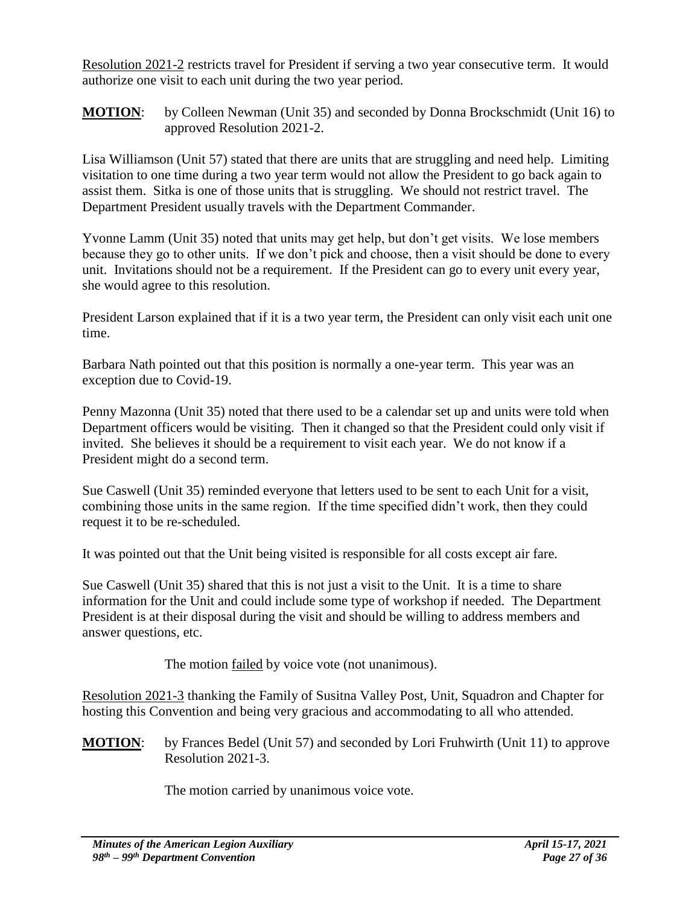Resolution 2021-2 restricts travel for President if serving a two year consecutive term. It would authorize one visit to each unit during the two year period.

**MOTION**: by Colleen Newman (Unit 35) and seconded by Donna Brockschmidt (Unit 16) to approved Resolution 2021-2.

Lisa Williamson (Unit 57) stated that there are units that are struggling and need help. Limiting visitation to one time during a two year term would not allow the President to go back again to assist them. Sitka is one of those units that is struggling. We should not restrict travel. The Department President usually travels with the Department Commander.

Yvonne Lamm (Unit 35) noted that units may get help, but don't get visits. We lose members because they go to other units. If we don't pick and choose, then a visit should be done to every unit. Invitations should not be a requirement. If the President can go to every unit every year, she would agree to this resolution.

President Larson explained that if it is a two year term, the President can only visit each unit one time.

Barbara Nath pointed out that this position is normally a one-year term. This year was an exception due to Covid-19.

Penny Mazonna (Unit 35) noted that there used to be a calendar set up and units were told when Department officers would be visiting. Then it changed so that the President could only visit if invited. She believes it should be a requirement to visit each year. We do not know if a President might do a second term.

Sue Caswell (Unit 35) reminded everyone that letters used to be sent to each Unit for a visit, combining those units in the same region. If the time specified didn't work, then they could request it to be re-scheduled.

It was pointed out that the Unit being visited is responsible for all costs except air fare.

Sue Caswell (Unit 35) shared that this is not just a visit to the Unit. It is a time to share information for the Unit and could include some type of workshop if needed. The Department President is at their disposal during the visit and should be willing to address members and answer questions, etc.

The motion failed by voice vote (not unanimous).

Resolution 2021-3 thanking the Family of Susitna Valley Post, Unit, Squadron and Chapter for hosting this Convention and being very gracious and accommodating to all who attended.

**MOTION**: by Frances Bedel (Unit 57) and seconded by Lori Fruhwirth (Unit 11) to approve Resolution 2021-3.

The motion carried by unanimous voice vote.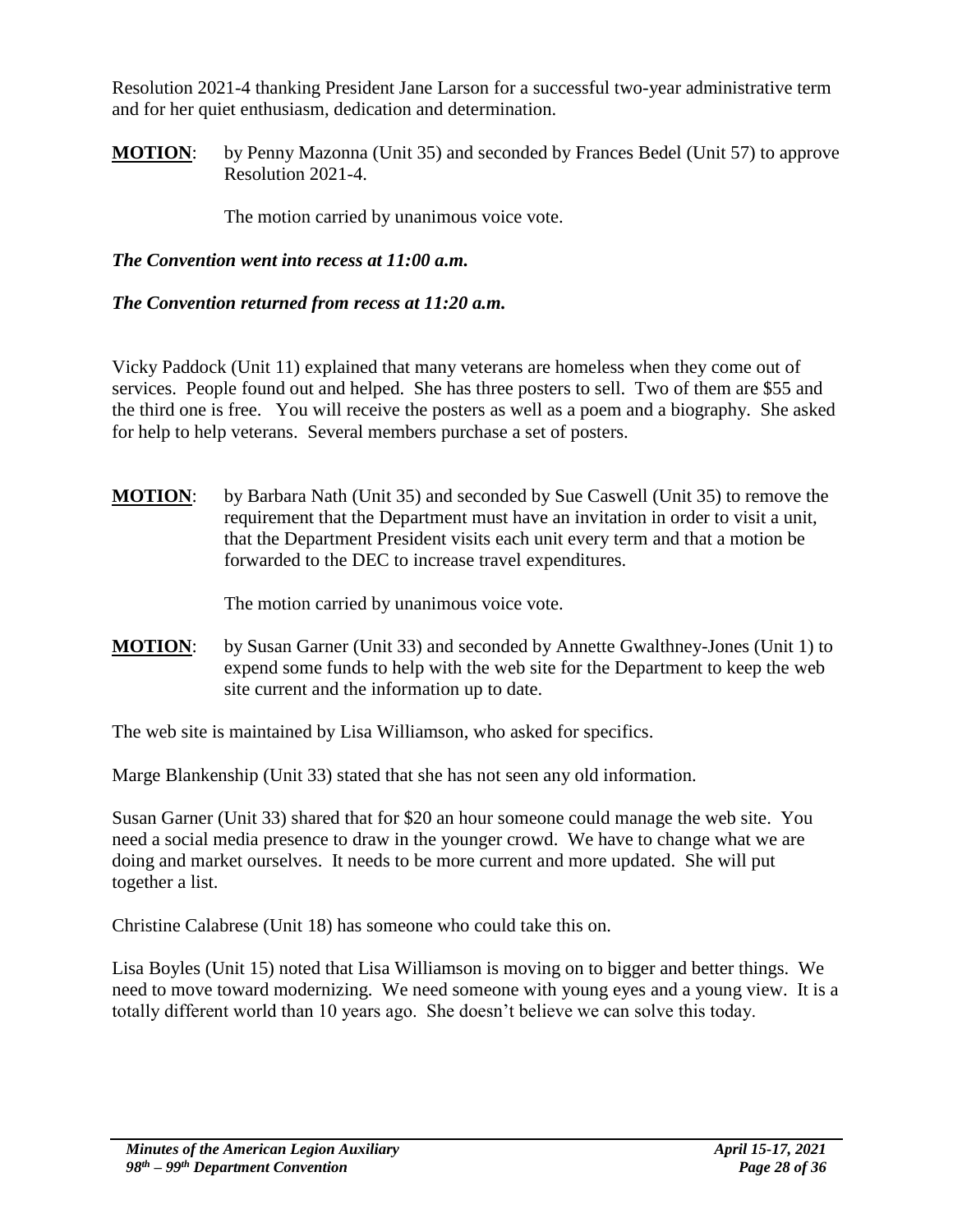Resolution 2021-4 thanking President Jane Larson for a successful two-year administrative term and for her quiet enthusiasm, dedication and determination.

**MOTION**: by Penny Mazonna (Unit 35) and seconded by Frances Bedel (Unit 57) to approve Resolution 2021-4.

The motion carried by unanimous voice vote.

***The Convention went into recess at 11:00 a.m.***

***The Convention returned from recess at 11:20 a.m.***

Vicky Paddock (Unit 11) explained that many veterans are homeless when they come out of services. People found out and helped. She has three posters to sell. Two of them are $55 and the third one is free. You will receive the posters as well as a poem and a biography. She asked for help to help veterans. Several members purchase a set of posters.

**MOTION**: by Barbara Nath (Unit 35) and seconded by Sue Caswell (Unit 35) to remove the requirement that the Department must have an invitation in order to visit a unit, that the Department President visits each unit every term and that a motion be forwarded to the DEC to increase travel expenditures.

The motion carried by unanimous voice vote.

**MOTION**: by Susan Garner (Unit 33) and seconded by Annette Gwalthney-Jones (Unit 1) to expend some funds to help with the web site for the Department to keep the web site current and the information up to date.

The web site is maintained by Lisa Williamson, who asked for specifics.

Marge Blankenship (Unit 33) stated that she has not seen any old information.

Susan Garner (Unit 33) shared that for $20 an hour someone could manage the web site. You need a social media presence to draw in the younger crowd. We have to change what we are doing and market ourselves. It needs to be more current and more updated. She will put together a list.

Christine Calabrese (Unit 18) has someone who could take this on.

Lisa Boyles (Unit 15) noted that Lisa Williamson is moving on to bigger and better things. We need to move toward modernizing. We need someone with young eyes and a young view. It is a totally different world than 10 years ago. She doesn't believe we can solve this today.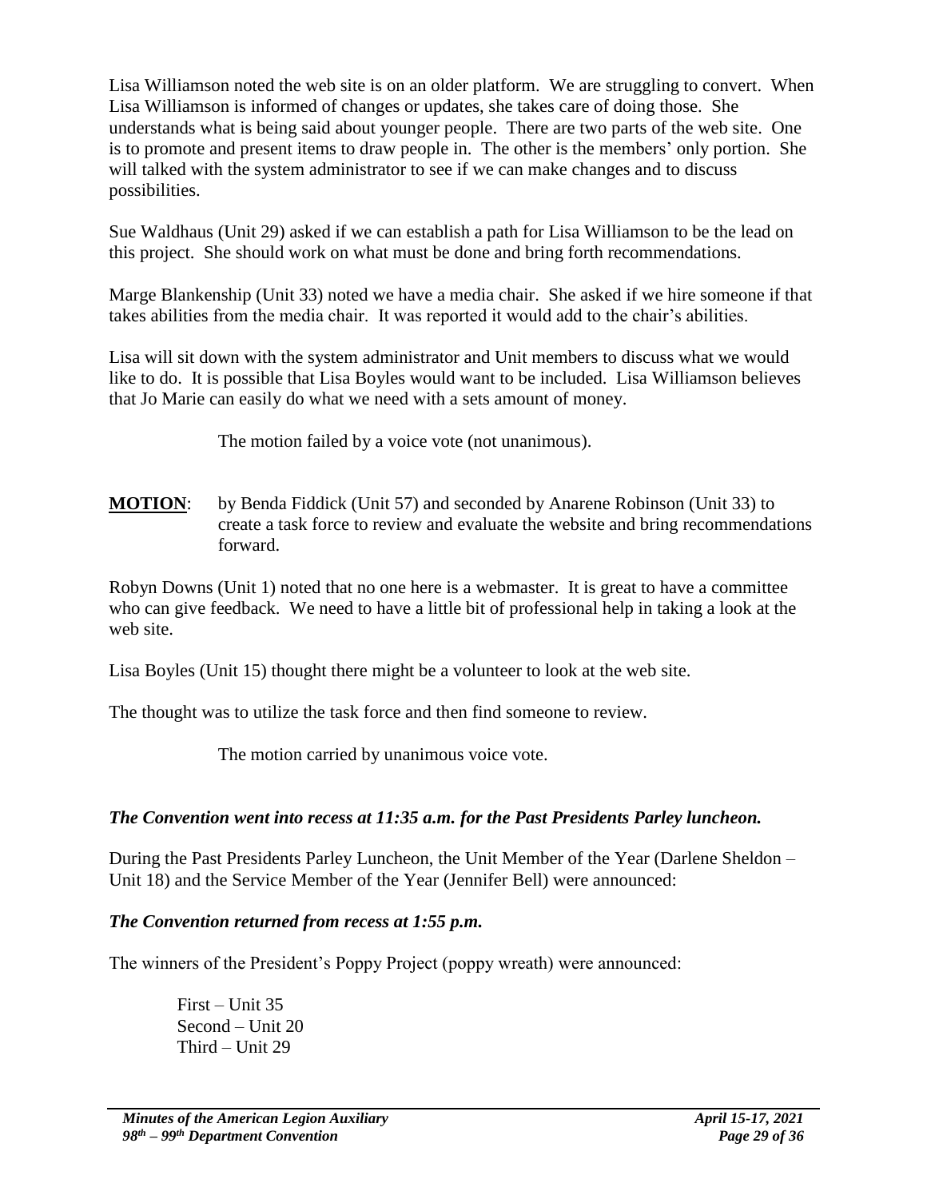Lisa Williamson noted the web site is on an older platform. We are struggling to convert. When Lisa Williamson is informed of changes or updates, she takes care of doing those. She understands what is being said about younger people. There are two parts of the web site. One is to promote and present items to draw people in. The other is the members' only portion. She will talked with the system administrator to see if we can make changes and to discuss possibilities.

Sue Waldhaus (Unit 29) asked if we can establish a path for Lisa Williamson to be the lead on this project. She should work on what must be done and bring forth recommendations.

Marge Blankenship (Unit 33) noted we have a media chair. She asked if we hire someone if that takes abilities from the media chair. It was reported it would add to the chair's abilities.

Lisa will sit down with the system administrator and Unit members to discuss what we would like to do. It is possible that Lisa Boyles would want to be included. Lisa Williamson believes that Jo Marie can easily do what we need with a sets amount of money.

The motion failed by a voice vote (not unanimous).

**MOTION**: by Benda Fiddick (Unit 57) and seconded by Anarene Robinson (Unit 33) to create a task force to review and evaluate the website and bring recommendations forward.

Robyn Downs (Unit 1) noted that no one here is a webmaster. It is great to have a committee who can give feedback. We need to have a little bit of professional help in taking a look at the web site.

Lisa Boyles (Unit 15) thought there might be a volunteer to look at the web site.

The thought was to utilize the task force and then find someone to review.

The motion carried by unanimous voice vote.

***The Convention went into recess at 11:35 a.m. for the Past Presidents Parley luncheon.***

During the Past Presidents Parley Luncheon, the Unit Member of the Year (Darlene Sheldon – Unit 18) and the Service Member of the Year (Jennifer Bell) were announced:

***The Convention returned from recess at 1:55 p.m.***

The winners of the President's Poppy Project (poppy wreath) were announced:

First – Unit 35
Second – Unit 20
Third – Unit 29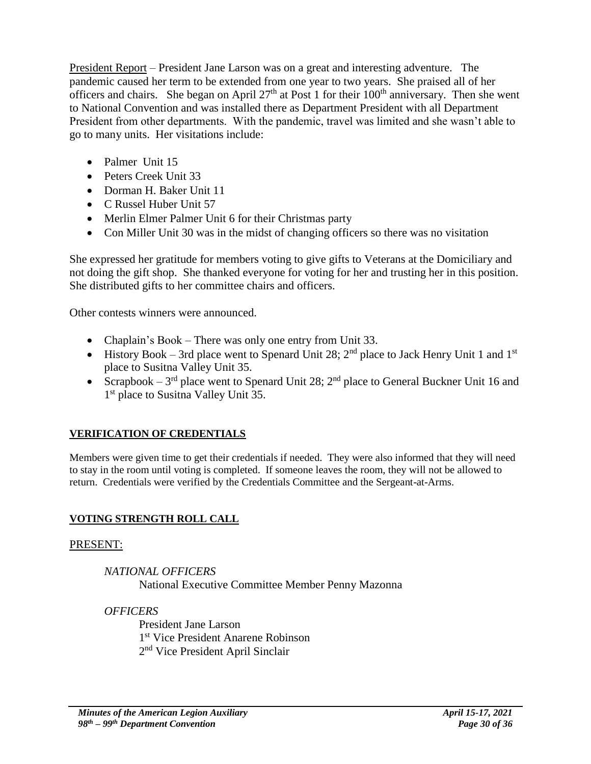<u>President Report</u> – President Jane Larson was on a great and interesting adventure. The pandemic caused her term to be extended from one year to two years. She praised all of her officers and chairs. She began on April 27th at Post 1 for their 100th anniversary. Then she went to National Convention and was installed there as Department President with all Department President from other departments. With the pandemic, travel was limited and she wasn't able to go to many units. Her visitations include:

- Palmer Unit 15
- Peters Creek Unit 33
- Dorman H. Baker Unit 11
- C Russel Huber Unit 57
- Merlin Elmer Palmer Unit 6 for their Christmas party
- Con Miller Unit 30 was in the midst of changing officers so there was no visitation

She expressed her gratitude for members voting to give gifts to Veterans at the Domiciliary and not doing the gift shop. She thanked everyone for voting for her and trusting her in this position. She distributed gifts to her committee chairs and officers.

Other contests winners were announced.

- Chaplain's Book – There was only one entry from Unit 33.
- History Book – 3rd place went to Spenard Unit 28; 2nd place to Jack Henry Unit 1 and 1st place to Susitna Valley Unit 35.
- Scrapbook – 3rd place went to Spenard Unit 28; 2nd place to General Buckner Unit 16 and 1st place to Susitna Valley Unit 35.

## VERIFICATION OF CREDENTIALS

Members were given time to get their credentials if needed. They were also informed that they will need to stay in the room until voting is completed. If someone leaves the room, they will not be allowed to return. Credentials were verified by the Credentials Committee and the Sergeant-at-Arms.

## VOTING STRENGTH ROLL CALL

<u>PRESENT:</u>

*NATIONAL OFFICERS*

National Executive Committee Member Penny Mazonna

*OFFICERS*

President Jane Larson
1st Vice President Anarene Robinson
2nd Vice President April Sinclair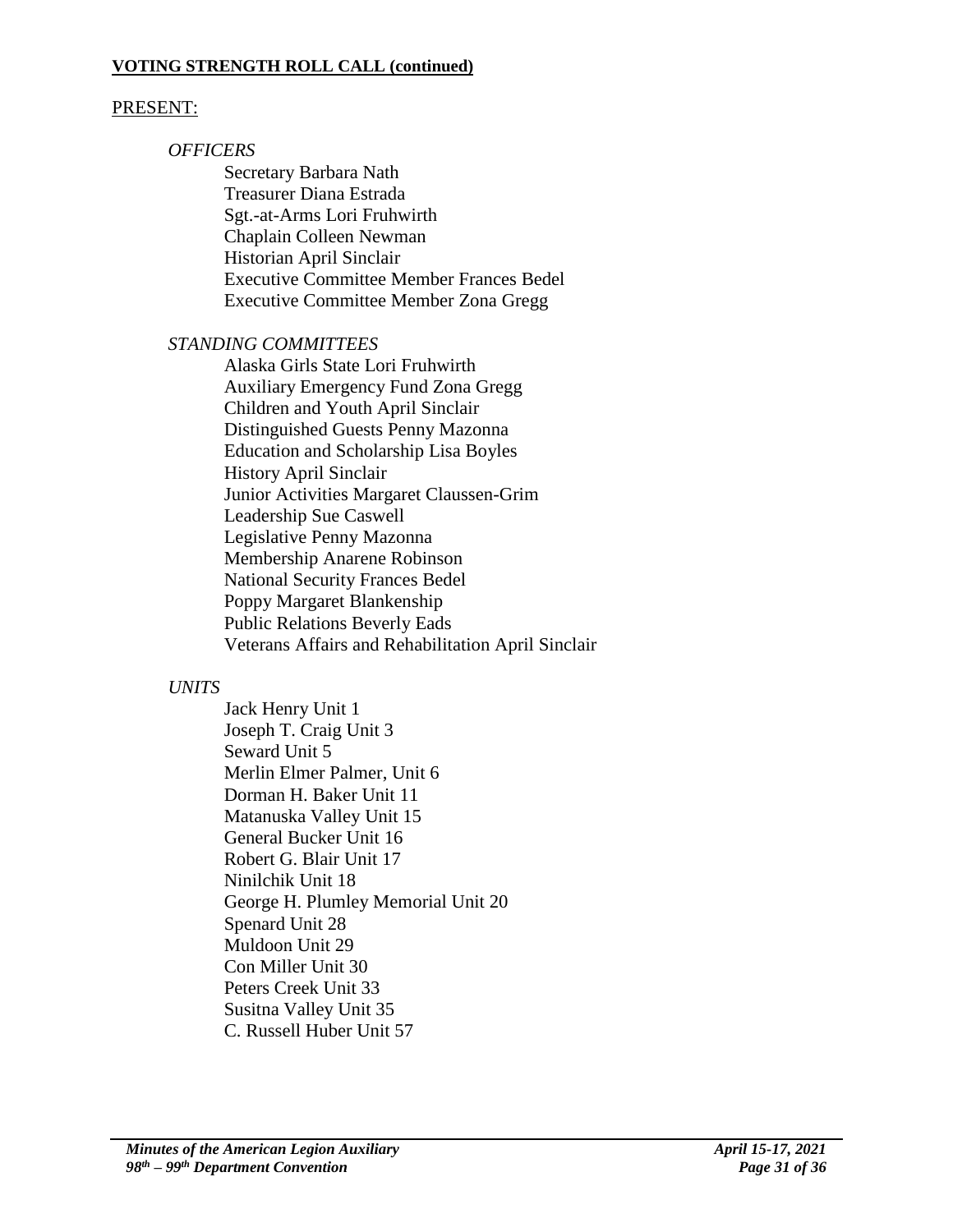**VOTING STRENGTH ROLL CALL (continued)**

PRESENT:

*OFFICERS*

Secretary Barbara Nath
Treasurer Diana Estrada
Sgt.-at-Arms Lori Fruhwirth
Chaplain Colleen Newman
Historian April Sinclair
Executive Committee Member Frances Bedel
Executive Committee Member Zona Gregg

*STANDING COMMITTEES*

Alaska Girls State Lori Fruhwirth
Auxiliary Emergency Fund Zona Gregg
Children and Youth April Sinclair
Distinguished Guests Penny Mazonna
Education and Scholarship Lisa Boyles
History April Sinclair
Junior Activities Margaret Claussen-Grim
Leadership Sue Caswell
Legislative Penny Mazonna
Membership Anarene Robinson
National Security Frances Bedel
Poppy Margaret Blankenship
Public Relations Beverly Eads
Veterans Affairs and Rehabilitation April Sinclair

*UNITS*

Jack Henry Unit 1
Joseph T. Craig Unit 3
Seward Unit 5
Merlin Elmer Palmer, Unit 6
Dorman H. Baker Unit 11
Matanuska Valley Unit 15
General Bucker Unit 16
Robert G. Blair Unit 17
Ninilchik Unit 18
George H. Plumley Memorial Unit 20
Spenard Unit 28
Muldoon Unit 29
Con Miller Unit 30
Peters Creek Unit 33
Susitna Valley Unit 35
C. Russell Huber Unit 57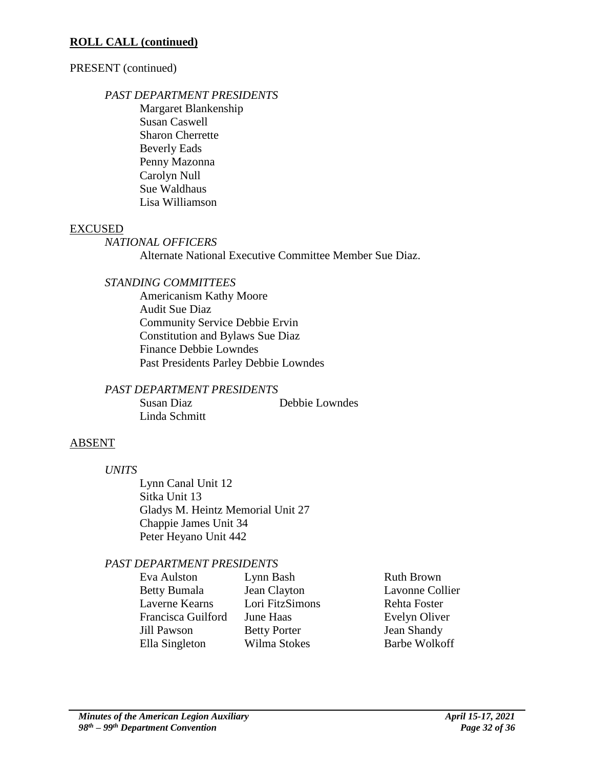## ROLL CALL (continued)

PRESENT (continued)

*PAST DEPARTMENT PRESIDENTS*

Margaret Blankenship
Susan Caswell
Sharon Cherrette
Beverly Eads
Penny Mazonna
Carolyn Null
Sue Waldhaus
Lisa Williamson

EXCUSED

*NATIONAL OFFICERS*

Alternate National Executive Committee Member Sue Diaz.

*STANDING COMMITTEES*

Americanism Kathy Moore
Audit Sue Diaz
Community Service Debbie Ervin
Constitution and Bylaws Sue Diaz
Finance Debbie Lowndes
Past Presidents Parley Debbie Lowndes

*PAST DEPARTMENT PRESIDENTS*

Susan Diaz
Debbie Lowndes
Linda Schmitt

ABSENT

*UNITS*

Lynn Canal Unit 12
Sitka Unit 13
Gladys M. Heintz Memorial Unit 27
Chappie James Unit 34
Peter Heyano Unit 442

*PAST DEPARTMENT PRESIDENTS*

Eva Aulston
Lynn Bash
Ruth Brown
Betty Bumala
Jean Clayton
Lavonne Collier
Laverne Kearns
Lori FitzSimons
Rehta Foster
Francisca Guilford
June Haas
Evelyn Oliver
Jill Pawson
Betty Porter
Jean Shandy
Ella Singleton
Wilma Stokes
Barbe Wolkoff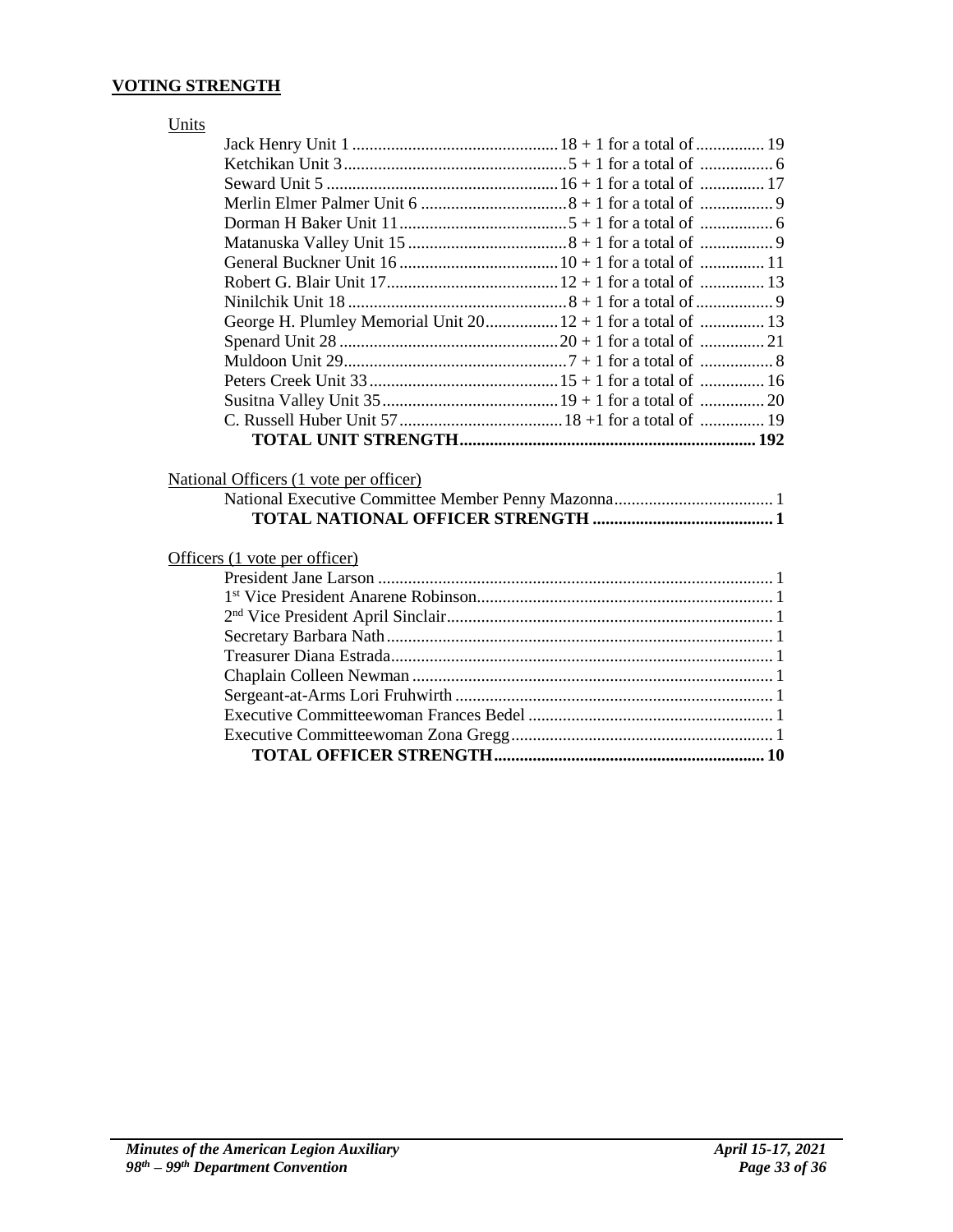**VOTING STRENGTH**

Units

| Unit | Votes | Total |
|---|---|---|
| Jack Henry Unit 1 | 18 + 1 for a total of | 19 |
| Ketchikan Unit 3 | 5 + 1 for a total of | 6 |
| Seward Unit 5 | 16 + 1 for a total of | 17 |
| Merlin Elmer Palmer Unit 6 | 8 + 1 for a total of | 9 |
| Dorman H Baker Unit 11 | 5 + 1 for a total of | 6 |
| Matanuska Valley Unit 15 | 8 + 1 for a total of | 9 |
| General Buckner Unit 16 | 10 + 1 for a total of | 11 |
| Robert G. Blair Unit 17 | 12 + 1 for a total of | 13 |
| Ninilchik Unit 18 | 8 + 1 for a total of | 9 |
| George H. Plumley Memorial Unit 20 | 12 + 1 for a total of | 13 |
| Spenard Unit 28 | 20 + 1 for a total of | 21 |
| Muldoon Unit 29 | 7 + 1 for a total of | 8 |
| Peters Creek Unit 33 | 15 + 1 for a total of | 16 |
| Susitna Valley Unit 35 | 19 + 1 for a total of | 20 |
| C. Russell Huber Unit 57 | 18 +1 for a total of | 19 |
| **TOTAL UNIT STRENGTH** | | **192** |

National Officers (1 vote per officer)

| Officer | Votes |
|---|---|
| National Executive Committee Member Penny Mazonna | 1 |
| **TOTAL NATIONAL OFFICER STRENGTH** | **1** |

Officers (1 vote per officer)

| Officer | Votes |
|---|---|
| President Jane Larson | 1 |
| 1st Vice President Anarene Robinson | 1 |
| 2nd Vice President April Sinclair | 1 |
| Secretary Barbara Nath | 1 |
| Treasurer Diana Estrada | 1 |
| Chaplain Colleen Newman | 1 |
| Sergeant-at-Arms Lori Fruhwirth | 1 |
| Executive Committeewoman Frances Bedel | 1 |
| Executive Committeewoman Zona Gregg | 1 |
| **TOTAL OFFICER STRENGTH** | **10** |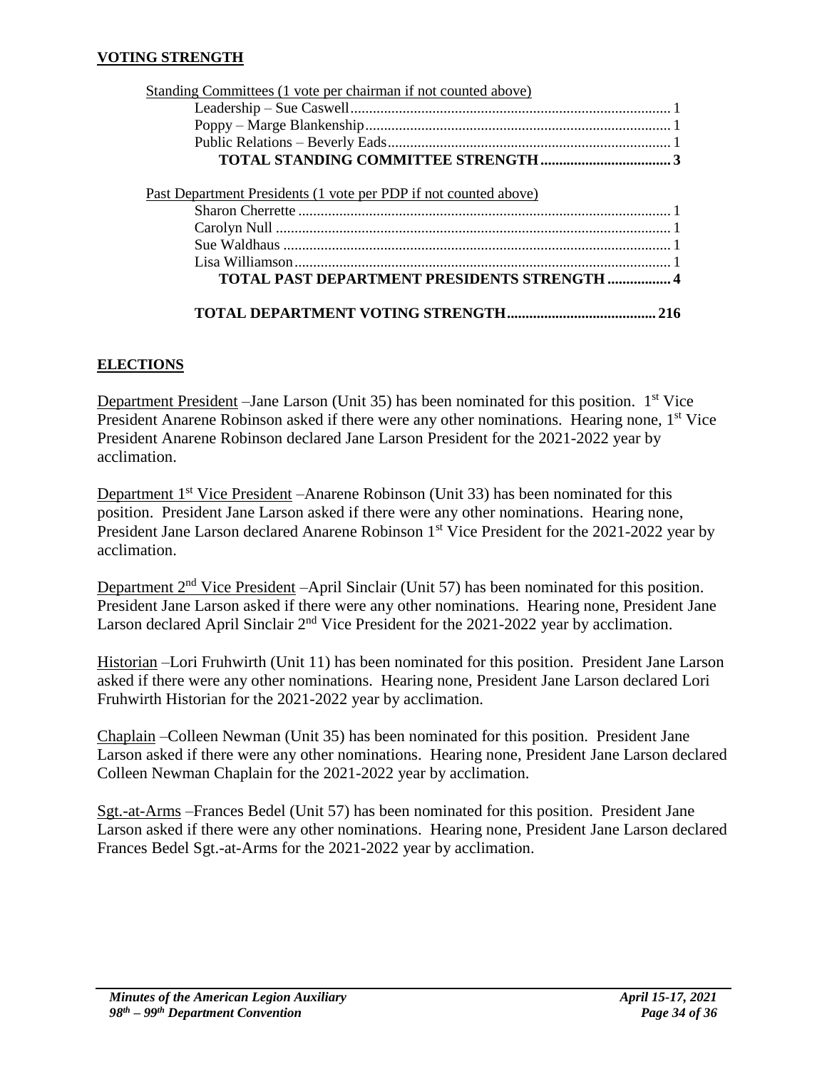**VOTING STRENGTH**

Standing Committees (1 vote per chairman if not counted above)

| | |
|---|---|
| Leadership – Sue Caswell | 1 |
| Poppy – Marge Blankenship | 1 |
| Public Relations – Beverly Eads | 1 |
| **TOTAL STANDING COMMITTEE STRENGTH** | **3** |

Past Department Presidents (1 vote per PDP if not counted above)

| | |
|---|---|
| Sharon Cherrette | 1 |
| Carolyn Null | 1 |
| Sue Waldhaus | 1 |
| Lisa Williamson | 1 |
| **TOTAL PAST DEPARTMENT PRESIDENTS STRENGTH** | **4** |

| | |
|---|---|
| **TOTAL DEPARTMENT VOTING STRENGTH** | **216** |

**ELECTIONS**

Department President –Jane Larson (Unit 35) has been nominated for this position. 1st Vice President Anarene Robinson asked if there were any other nominations. Hearing none, 1st Vice President Anarene Robinson declared Jane Larson President for the 2021-2022 year by acclimation.

Department 1st Vice President –Anarene Robinson (Unit 33) has been nominated for this position. President Jane Larson asked if there were any other nominations. Hearing none, President Jane Larson declared Anarene Robinson 1st Vice President for the 2021-2022 year by acclimation.

Department 2nd Vice President –April Sinclair (Unit 57) has been nominated for this position. President Jane Larson asked if there were any other nominations. Hearing none, President Jane Larson declared April Sinclair 2nd Vice President for the 2021-2022 year by acclimation.

Historian –Lori Fruhwirth (Unit 11) has been nominated for this position. President Jane Larson asked if there were any other nominations. Hearing none, President Jane Larson declared Lori Fruhwirth Historian for the 2021-2022 year by acclimation.

Chaplain –Colleen Newman (Unit 35) has been nominated for this position. President Jane Larson asked if there were any other nominations. Hearing none, President Jane Larson declared Colleen Newman Chaplain for the 2021-2022 year by acclimation.

Sgt.-at-Arms –Frances Bedel (Unit 57) has been nominated for this position. President Jane Larson asked if there were any other nominations. Hearing none, President Jane Larson declared Frances Bedel Sgt.-at-Arms for the 2021-2022 year by acclimation.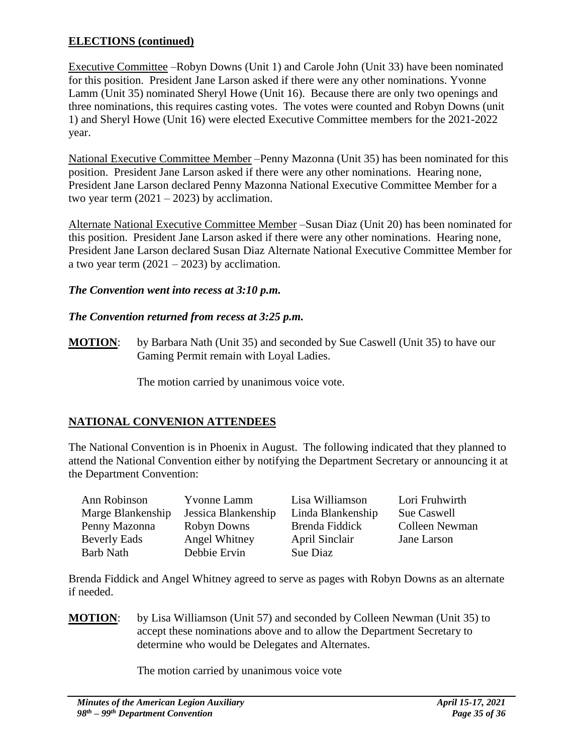## ELECTIONS (continued)

Executive Committee –Robyn Downs (Unit 1) and Carole John (Unit 33) have been nominated for this position. President Jane Larson asked if there were any other nominations. Yvonne Lamm (Unit 35) nominated Sheryl Howe (Unit 16). Because there are only two openings and three nominations, this requires casting votes. The votes were counted and Robyn Downs (unit 1) and Sheryl Howe (Unit 16) were elected Executive Committee members for the 2021-2022 year.

National Executive Committee Member –Penny Mazonna (Unit 35) has been nominated for this position. President Jane Larson asked if there were any other nominations. Hearing none, President Jane Larson declared Penny Mazonna National Executive Committee Member for a two year term (2021 – 2023) by acclimation.

Alternate National Executive Committee Member –Susan Diaz (Unit 20) has been nominated for this position. President Jane Larson asked if there were any other nominations. Hearing none, President Jane Larson declared Susan Diaz Alternate National Executive Committee Member for a two year term (2021 – 2023) by acclimation.

***The Convention went into recess at 3:10 p.m.***

***The Convention returned from recess at 3:25 p.m.***

**MOTION**: by Barbara Nath (Unit 35) and seconded by Sue Caswell (Unit 35) to have our Gaming Permit remain with Loyal Ladies.

The motion carried by unanimous voice vote.

## NATIONAL CONVENION ATTENDEES

The National Convention is in Phoenix in August. The following indicated that they planned to attend the National Convention either by notifying the Department Secretary or announcing it at the Department Convention:

| | | | |
|---|---|---|---|
| Ann Robinson | Yvonne Lamm | Lisa Williamson | Lori Fruhwirth |
| Marge Blankenship | Jessica Blankenship | Linda Blankenship | Sue Caswell |
| Penny Mazonna | Robyn Downs | Brenda Fiddick | Colleen Newman |
| Beverly Eads | Angel Whitney | April Sinclair | Jane Larson |
| Barb Nath | Debbie Ervin | Sue Diaz | |

Brenda Fiddick and Angel Whitney agreed to serve as pages with Robyn Downs as an alternate if needed.

**MOTION**: by Lisa Williamson (Unit 57) and seconded by Colleen Newman (Unit 35) to accept these nominations above and to allow the Department Secretary to determine who would be Delegates and Alternates.

The motion carried by unanimous voice vote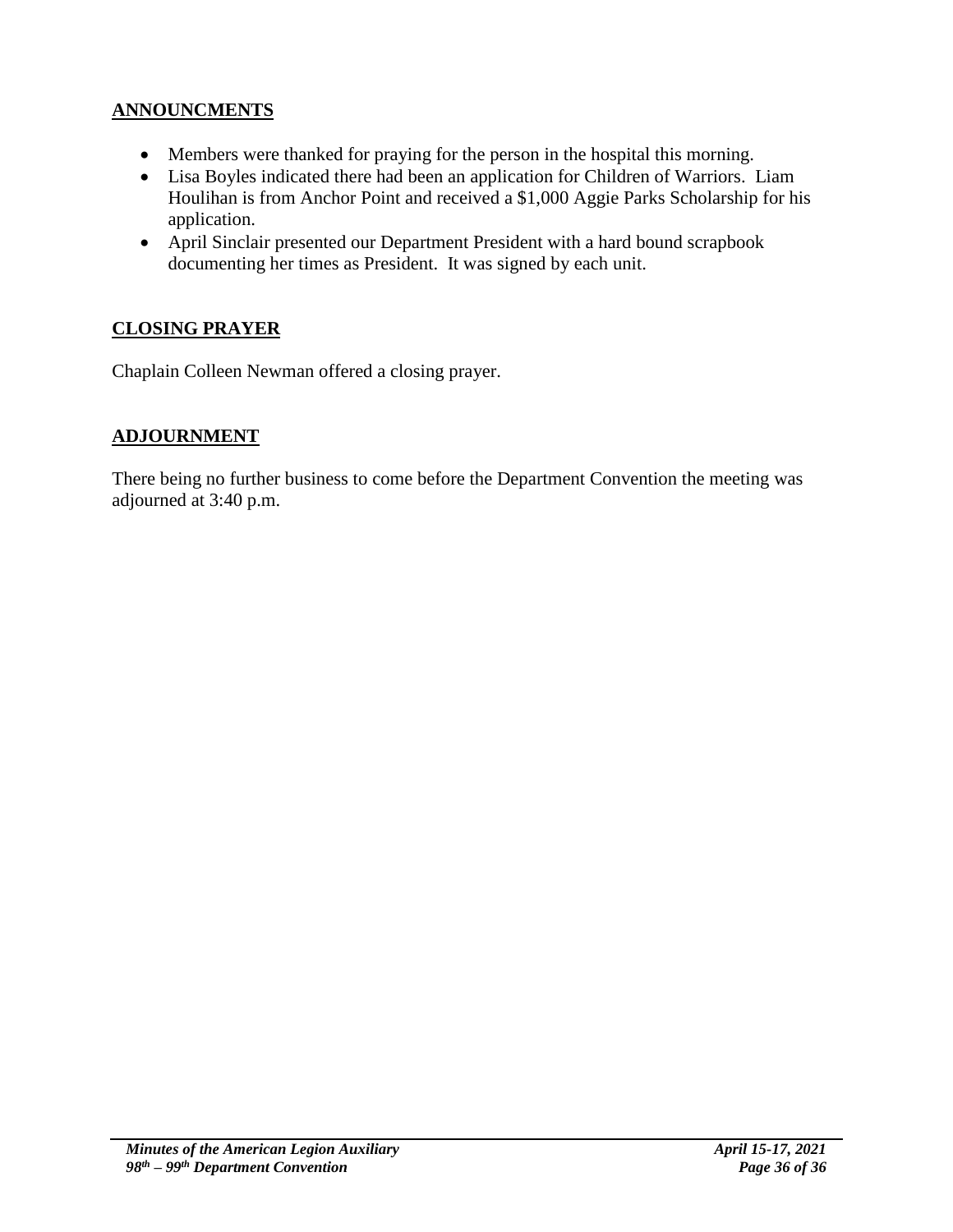## ANNOUNCMENTS

- Members were thanked for praying for the person in the hospital this morning.
- Lisa Boyles indicated there had been an application for Children of Warriors. Liam Houlihan is from Anchor Point and received a $1,000 Aggie Parks Scholarship for his application.
- April Sinclair presented our Department President with a hard bound scrapbook documenting her times as President. It was signed by each unit.

## CLOSING PRAYER

Chaplain Colleen Newman offered a closing prayer.

## ADJOURNMENT

There being no further business to come before the Department Convention the meeting was adjourned at 3:40 p.m.